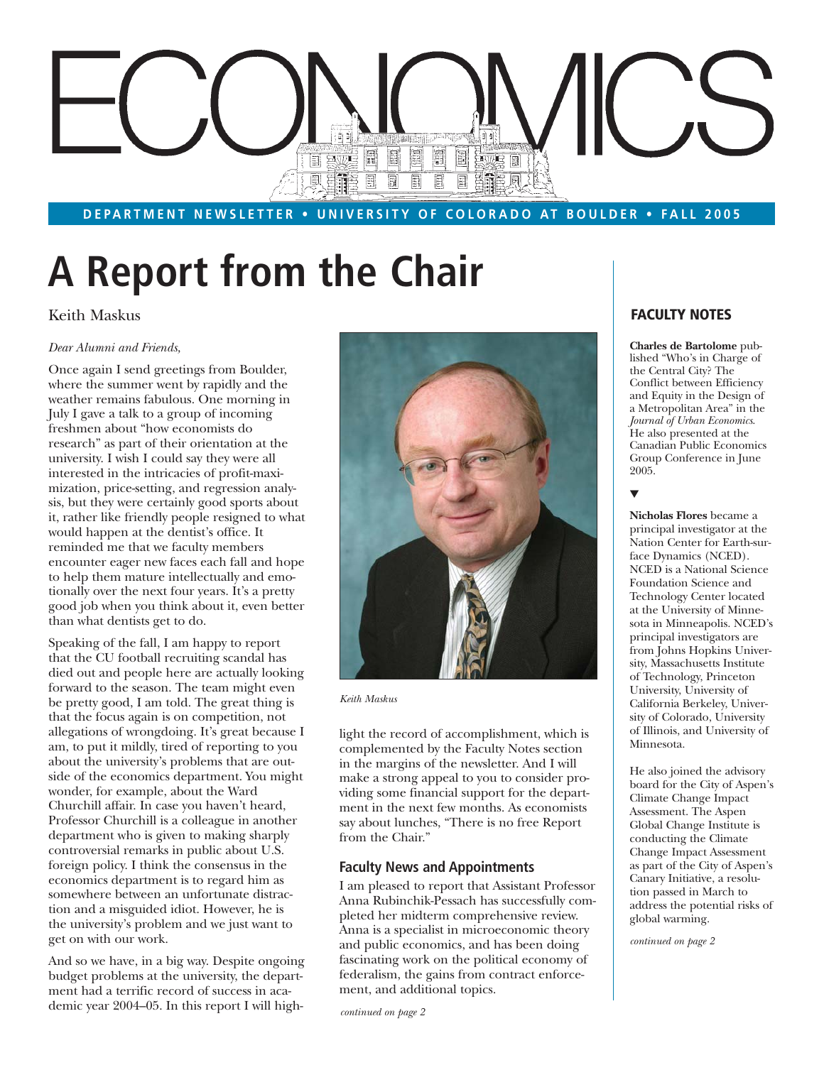# ECONOMICS

**DEPARTMENT NEWSLETTER • UNIVERSITY OF COLORADO AT BOULDER • FALL 2005**

# A Report from the Chair

Keith Maskus

*Dear Alumni and Friends,*

Once again I send greetings from Boulder, where the summer went by rapidly and the weather remains fabulous. One morning in July I gave a talk to a group of incoming freshmen about "how economists do research" as part of their orientation at the university. I wish I could say they were all interested in the intricacies of profit-maximization, price-setting, and regression analysis, but they were certainly good sports about it, rather like friendly people resigned to what would happen at the dentist's office. It reminded me that we faculty members encounter eager new faces each fall and hope to help them mature intellectually and emotionally over the next four years. It's a pretty good job when you think about it, even better than what dentists get to do.

Speaking of the fall, I am happy to report that the CU football recruiting scandal has died out and people here are actually looking forward to the season. The team might even be pretty good, I am told. The great thing is that the focus again is on competition, not allegations of wrongdoing. It's great because I am, to put it mildly, tired of reporting to you about the university's problems that are outside of the economics department. You might wonder, for example, about the Ward Churchill affair. In case you haven't heard, Professor Churchill is a colleague in another department who is given to making sharply controversial remarks in public about U.S. foreign policy. I think the consensus in the economics department is to regard him as somewhere between an unfortunate distraction and a misguided idiot. However, he is the university's problem and we just want to get on with our work.

And so we have, in a big way. Despite ongoing budget problems at the university, the department had a terrific record of success in academic year 2004–05. In this report I will highlight the record of accomplishment, which is complemented by the Faculty Notes section in the margins of the newsletter. And I will make a strong appeal to you to consider providing some financial support for the department in the next few months. As economists say about lunches, "There is no free Report from the Chair."

*Keith Maskus*

## Faculty News and Appointments

I am pleased to report that Assistant Professor Anna Rubinchik-Pessach has successfully completed her midterm comprehensive review. Anna is a specialist in microeconomic theory and public economics, and has been doing fascinating work on the political economy of federalism, the gains from contract enforcement, and additional topics.

*continued on page 2*

## FACULTY NOTES

**Charles de Bartolome** published "Who's in Charge of the Central City? The Conflict between Efficiency and Equity in the Design of a Metropolitan Area" in the *Journal of Urban Economics*. He also presented at the Canadian Public Economics Group Conference in June 2005.

▼

**Nicholas Flores** became a principal investigator at the Nation Center for Earth-surface Dynamics (NCED). NCED is a National Science Foundation Science and Technology Center located at the University of Minnesota in Minneapolis. NCED's principal investigators are from Johns Hopkins University, Massachusetts Institute of Technology, Princeton University, University of California Berkeley, University of Colorado, University of Illinois, and University of Minnesota.

He also joined the advisory board for the City of Aspen's Climate Change Impact Assessment. The Aspen Global Change Institute is conducting the Climate Change Impact Assessment as part of the City of Aspen's Canary Initiative, a resolution passed in March to address the potential risks of global warming.

*continued on page 2*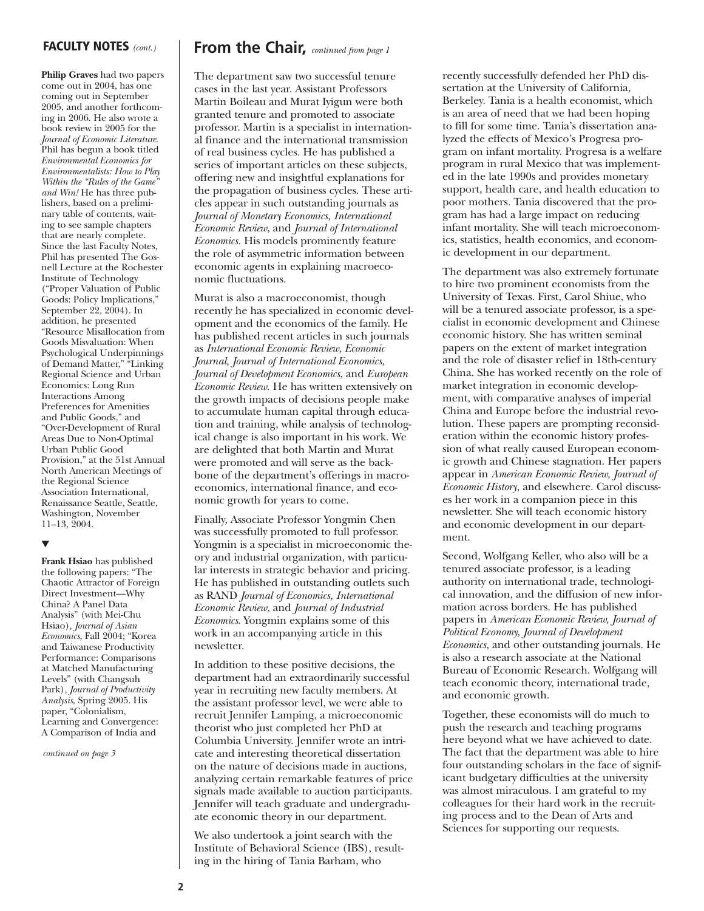## FACULTY NOTES *(cont.)*

**Philip Graves** had two papers come out in 2004, has one coming out in September 2005, and another forthcoming in 2006. He also wrote a book review in 2005 for the *Journal of Economic Literature*. Phil has begun a book titled *Environmental Economics for Environmentalists: How to Play Within the "Rules of the Game" and Win!* He has three publishers, based on a preliminary table of contents, waiting to see sample chapters that are nearly complete. Since the last Faculty Notes, Phil has presented The Gosnell Lecture at the Rochester Institute of Technology ("Proper Valuation of Public Goods: Policy Implications," September 22, 2004). In addition, he presented "Resource Misallocation from Goods Misvaluation: When Psychological Underpinnings of Demand Matter," "Linking Regional Science and Urban Economics: Long Run Interactions Among Preferences for Amenities and Public Goods," and "Over-Development of Rural Areas Due to Non-Optimal Urban Public Good Provision," at the 51st Annual North American Meetings of the Regional Science Association International, Renaissance Seattle, Seattle, Washington, November 11–13, 2004.

▼

**Frank Hsiao** has published the following papers: "The Chaotic Attractor of Foreign Direct Investment—Why China? A Panel Data Analysis" (with Mei-Chu Hsiao), *Journal of Asian Economics*, Fall 2004; "Korea and Taiwanese Productivity Performance: Comparisons at Matched Manufacturing Levels" (with Changsuh Park), *Journal of Productivity Analysis*, Spring 2005. His paper, "Colonialism, Learning and Convergence: A Comparison of India and

*continued on page 3*

## From the Chair, *continued from page 1*

The department saw two successful tenure cases in the last year. Assistant Professors Martin Boileau and Murat Iyigun were both granted tenure and promoted to associate professor. Martin is a specialist in international finance and the international transmission of real business cycles. He has published a series of important articles on these subjects, offering new and insightful explanations for the propagation of business cycles. These articles appear in such outstanding journals as *Journal of Monetary Economics, International Economic Review*, and *Journal of International Economics*. His models prominently feature the role of asymmetric information between economic agents in explaining macroeconomic fluctuations.

Murat is also a macroeconomist, though recently he has specialized in economic development and the economics of the family. He has published recent articles in such journals as *International Economic Review, Economic Journal, Journal of International Economics, Journal of Development Economics*, and *European Economic Review*. He has written extensively on the growth impacts of decisions people make to accumulate human capital through education and training, while analysis of technological change is also important in his work. We are delighted that both Martin and Murat were promoted and will serve as the backbone of the department's offerings in macroeconomics, international finance, and economic growth for years to come.

Finally, Associate Professor Yongmin Chen was successfully promoted to full professor. Yongmin is a specialist in microeconomic theory and industrial organization, with particular interests in strategic behavior and pricing. He has published in outstanding outlets such as RAND *Journal of Economics, International Economic Review*, and *Journal of Industrial Economics*. Yongmin explains some of this work in an accompanying article in this newsletter.

In addition to these positive decisions, the department had an extraordinarily successful year in recruiting new faculty members. At the assistant professor level, we were able to recruit Jennifer Lamping, a microeconomic theorist who just completed her PhD at Columbia University. Jennifer wrote an intricate and interesting theoretical dissertation on the nature of decisions made in auctions, analyzing certain remarkable features of price signals made available to auction participants. Jennifer will teach graduate and undergraduate economic theory in our department.

We also undertook a joint search with the Institute of Behavioral Science (IBS), resulting in the hiring of Tania Barham, who recently successfully defended her PhD dissertation at the University of California, Berkeley. Tania is a health economist, which is an area of need that we had been hoping to fill for some time. Tania's dissertation analyzed the effects of Mexico's Progresa program on infant mortality. Progresa is a welfare program in rural Mexico that was implemented in the late 1990s and provides monetary support, health care, and health education to poor mothers. Tania discovered that the program has had a large impact on reducing infant mortality. She will teach microeconomics, statistics, health economics, and economic development in our department.

The department was also extremely fortunate to hire two prominent economists from the University of Texas. First, Carol Shiue, who will be a tenured associate professor, is a specialist in economic development and Chinese economic history. She has written seminal papers on the extent of market integration and the role of disaster relief in 18th-century China. She has worked recently on the role of market integration in economic development, with comparative analyses of imperial China and Europe before the industrial revolution. These papers are prompting reconsideration within the economic history profession of what really caused European economic growth and Chinese stagnation. Her papers appear in *American Economic Review, Journal of Economic History*, and elsewhere. Carol discusses her work in a companion piece in this newsletter. She will teach economic history and economic development in our department.

Second, Wolfgang Keller, who also will be a tenured associate professor, is a leading authority on international trade, technological innovation, and the diffusion of new information across borders. He has published papers in *American Economic Review, Journal of Political Economy, Journal of Development Economics*, and other outstanding journals. He is also a research associate at the National Bureau of Economic Research. Wolfgang will teach economic theory, international trade, and economic growth.

Together, these economists will do much to push the research and teaching programs here beyond what we have achieved to date. The fact that the department was able to hire four outstanding scholars in the face of significant budgetary difficulties at the university was almost miraculous. I am grateful to my colleagues for their hard work in the recruiting process and to the Dean of Arts and Sciences for supporting our requests.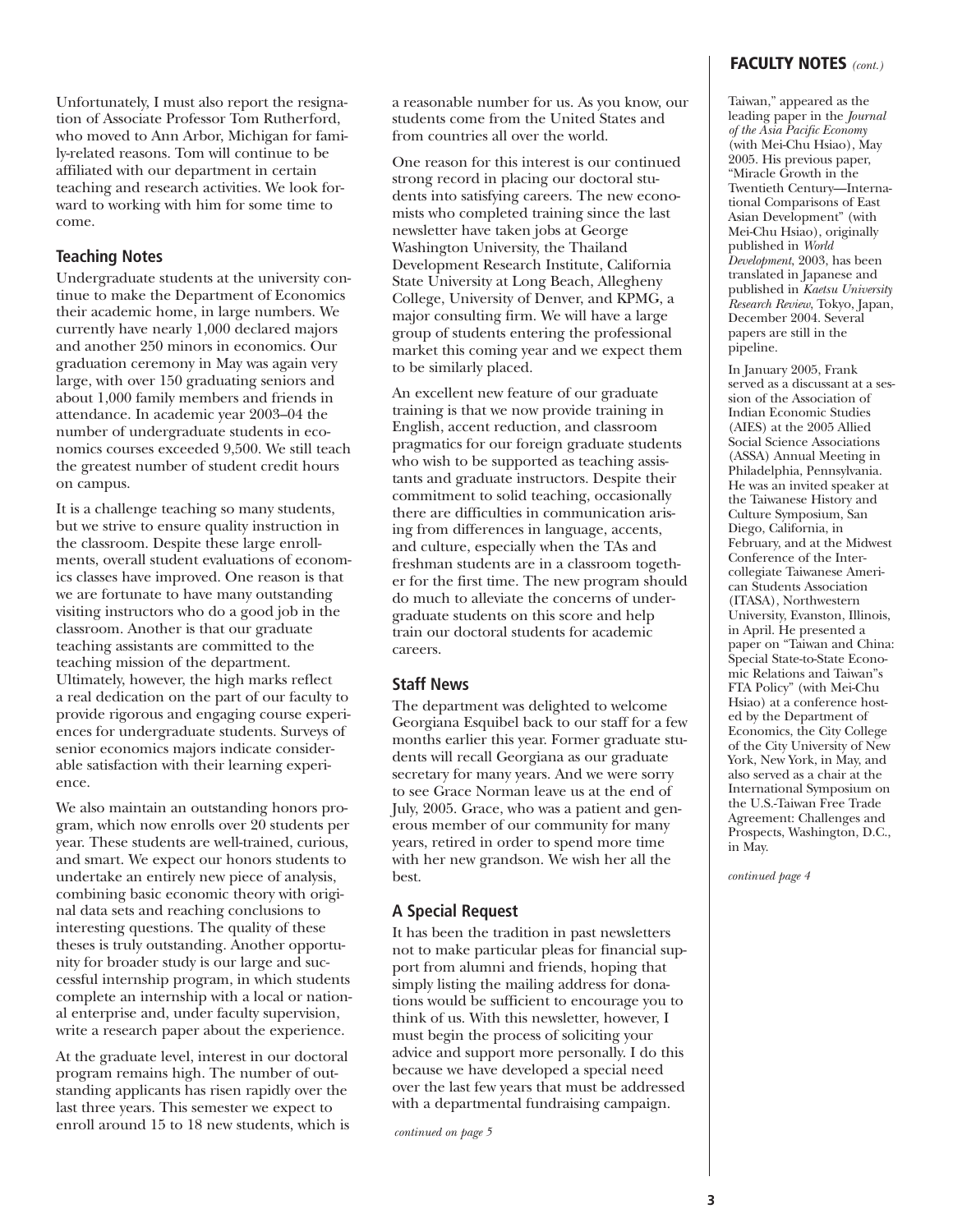Unfortunately, I must also report the resignation of Associate Professor Tom Rutherford, who moved to Ann Arbor, Michigan for family-related reasons. Tom will continue to be affiliated with our department in certain teaching and research activities. We look forward to working with him for some time to come.

## Teaching Notes

Undergraduate students at the university continue to make the Department of Economics their academic home, in large numbers. We currently have nearly 1,000 declared majors and another 250 minors in economics. Our graduation ceremony in May was again very large, with over 150 graduating seniors and about 1,000 family members and friends in attendance. In academic year 2003–04 the number of undergraduate students in economics courses exceeded 9,500. We still teach the greatest number of student credit hours on campus.

It is a challenge teaching so many students, but we strive to ensure quality instruction in the classroom. Despite these large enrollments, overall student evaluations of economics classes have improved. One reason is that we are fortunate to have many outstanding visiting instructors who do a good job in the classroom. Another is that our graduate teaching assistants are committed to the teaching mission of the department. Ultimately, however, the high marks reflect a real dedication on the part of our faculty to provide rigorous and engaging course experiences for undergraduate students. Surveys of senior economics majors indicate considerable satisfaction with their learning experience.

We also maintain an outstanding honors program, which now enrolls over 20 students per year. These students are well-trained, curious, and smart. We expect our honors students to undertake an entirely new piece of analysis, combining basic economic theory with original data sets and reaching conclusions to interesting questions. The quality of these theses is truly outstanding. Another opportunity for broader study is our large and successful internship program, in which students complete an internship with a local or national enterprise and, under faculty supervision, write a research paper about the experience.

At the graduate level, interest in our doctoral program remains high. The number of outstanding applicants has risen rapidly over the last three years. This semester we expect to enroll around 15 to 18 new students, which is a reasonable number for us. As you know, our students come from the United States and from countries all over the world.

One reason for this interest is our continued strong record in placing our doctoral students into satisfying careers. The new economists who completed training since the last newsletter have taken jobs at George Washington University, the Thailand Development Research Institute, California State University at Long Beach, Allegheny College, University of Denver, and KPMG, a major consulting firm. We will have a large group of students entering the professional market this coming year and we expect them to be similarly placed.

An excellent new feature of our graduate training is that we now provide training in English, accent reduction, and classroom pragmatics for our foreign graduate students who wish to be supported as teaching assistants and graduate instructors. Despite their commitment to solid teaching, occasionally there are difficulties in communication arising from differences in language, accents, and culture, especially when the TAs and freshman students are in a classroom together for the first time. The new program should do much to alleviate the concerns of undergraduate students on this score and help train our doctoral students for academic careers.

## Staff News

The department was delighted to welcome Georgiana Esquibel back to our staff for a few months earlier this year. Former graduate students will recall Georgiana as our graduate secretary for many years. And we were sorry to see Grace Norman leave us at the end of July, 2005. Grace, who was a patient and generous member of our community for many years, retired in order to spend more time with her new grandson. We wish her all the best.

## A Special Request

It has been the tradition in past newsletters not to make particular pleas for financial support from alumni and friends, hoping that simply listing the mailing address for donations would be sufficient to encourage you to think of us. With this newsletter, however, I must begin the process of soliciting your advice and support more personally. I do this because we have developed a special need over the last few years that must be addressed with a departmental fundraising campaign.

*continued on page 5*

## FACULTY NOTES *(cont.)*

Taiwan," appeared as the leading paper in the *Journal of the Asia Pacific Economy* (with Mei-Chu Hsiao), May 2005. His previous paper, "Miracle Growth in the Twentieth Century—International Comparisons of East Asian Development" (with Mei-Chu Hsiao), originally published in *World Development*, 2003, has been translated in Japanese and published in *Kaetsu University Research Review*, Tokyo, Japan, December 2004. Several papers are still in the pipeline.

In January 2005, Frank served as a discussant at a session of the Association of Indian Economic Studies (AIES) at the 2005 Allied Social Science Associations (ASSA) Annual Meeting in Philadelphia, Pennsylvania. He was an invited speaker at the Taiwanese History and Culture Symposium, San Diego, California, in February, and at the Midwest Conference of the Intercollegiate Taiwanese American Students Association (ITASA), Northwestern University, Evanston, Illinois, in April. He presented a paper on "Taiwan and China: Special State-to-State Economic Relations and Taiwan"s FTA Policy" (with Mei-Chu Hsiao) at a conference hosted by the Department of Economics, the City College of the City University of New York, New York, in May, and also served as a chair at the International Symposium on the U.S.-Taiwan Free Trade Agreement: Challenges and Prospects, Washington, D.C., in May.

*continued page 4*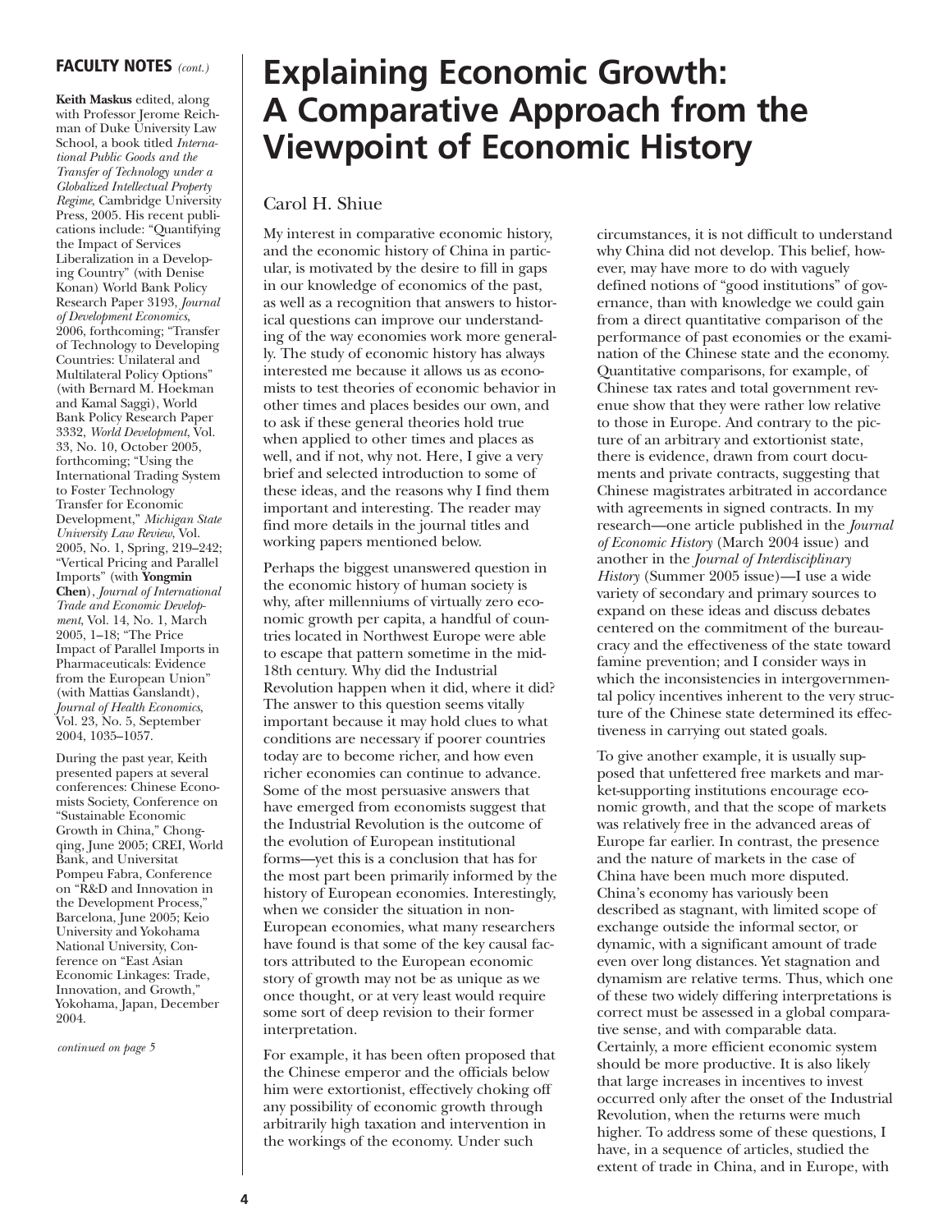**FACULTY NOTES** *(cont.)*

**Keith Maskus** edited, along with Professor Jerome Reichman of Duke University Law School, a book titled *International Public Goods and the Transfer of Technology under a Globalized Intellectual Property Regime*, Cambridge University Press, 2005. His recent publications include: "Quantifying the Impact of Services Liberalization in a Developing Country" (with Denise Konan) World Bank Policy Research Paper 3193, *Journal of Development Economics*, 2006, forthcoming; "Transfer of Technology to Developing Countries: Unilateral and Multilateral Policy Options" (with Bernard M. Hoekman and Kamal Saggi), World Bank Policy Research Paper 3332, *World Development*, Vol. 33, No. 10, October 2005, forthcoming; "Using the International Trading System to Foster Technology Transfer for Economic Development," *Michigan State University Law Review*, Vol. 2005, No. 1, Spring, 219–242; "Vertical Pricing and Parallel Imports" (with **Yongmin Chen**), *Journal of International Trade and Economic Development*, Vol. 14, No. 1, March 2005, 1–18; "The Price Impact of Parallel Imports in Pharmaceuticals: Evidence from the European Union" (with Mattias Ganslandt), *Journal of Health Economics*, Vol. 23, No. 5, September 2004, 1035–1057.

During the past year, Keith presented papers at several conferences: Chinese Economists Society, Conference on "Sustainable Economic Growth in China," Chongqing, June 2005; CREI, World Bank, and Universitat Pompeu Fabra, Conference on "R&D and Innovation in the Development Process," Barcelona, June 2005; Keio University and Yokohama National University, Conference on "East Asian Economic Linkages: Trade, Innovation, and Growth," Yokohama, Japan, December 2004.

*continued on page 5*

# Explaining Economic Growth: A Comparative Approach from the Viewpoint of Economic History

Carol H. Shiue

My interest in comparative economic history, and the economic history of China in particular, is motivated by the desire to fill in gaps in our knowledge of economics of the past, as well as a recognition that answers to historical questions can improve our understanding of the way economies work more generally. The study of economic history has always interested me because it allows us as economists to test theories of economic behavior in other times and places besides our own, and to ask if these general theories hold true when applied to other times and places as well, and if not, why not. Here, I give a very brief and selected introduction to some of these ideas, and the reasons why I find them important and interesting. The reader may find more details in the journal titles and working papers mentioned below.

Perhaps the biggest unanswered question in the economic history of human society is why, after millenniums of virtually zero economic growth per capita, a handful of countries located in Northwest Europe were able to escape that pattern sometime in the mid-18th century. Why did the Industrial Revolution happen when it did, where it did? The answer to this question seems vitally important because it may hold clues to what conditions are necessary if poorer countries today are to become richer, and how even richer economies can continue to advance. Some of the most persuasive answers that have emerged from economists suggest that the Industrial Revolution is the outcome of the evolution of European institutional forms—yet this is a conclusion that has for the most part been primarily informed by the history of European economies. Interestingly, when we consider the situation in non-European economies, what many researchers have found is that some of the key causal factors attributed to the European economic story of growth may not be as unique as we once thought, or at very least would require some sort of deep revision to their former interpretation.

For example, it has been often proposed that the Chinese emperor and the officials below him were extortionist, effectively choking off any possibility of economic growth through arbitrarily high taxation and intervention in the workings of the economy. Under such circumstances, it is not difficult to understand why China did not develop. This belief, however, may have more to do with vaguely defined notions of "good institutions" of governance, than with knowledge we could gain from a direct quantitative comparison of the performance of past economies or the examination of the Chinese state and the economy. Quantitative comparisons, for example, of Chinese tax rates and total government revenue show that they were rather low relative to those in Europe. And contrary to the picture of an arbitrary and extortionist state, there is evidence, drawn from court documents and private contracts, suggesting that Chinese magistrates arbitrated in accordance with agreements in signed contracts. In my research—one article published in the *Journal of Economic History* (March 2004 issue) and another in the *Journal of Interdisciplinary History* (Summer 2005 issue)—I use a wide variety of secondary and primary sources to expand on these ideas and discuss debates centered on the commitment of the bureaucracy and the effectiveness of the state toward famine prevention; and I consider ways in which the inconsistencies in intergovernmental policy incentives inherent to the very structure of the Chinese state determined its effectiveness in carrying out stated goals.

To give another example, it is usually supposed that unfettered free markets and market-supporting institutions encourage economic growth, and that the scope of markets was relatively free in the advanced areas of Europe far earlier. In contrast, the presence and the nature of markets in the case of China have been much more disputed. China's economy has variously been described as stagnant, with limited scope of exchange outside the informal sector, or dynamic, with a significant amount of trade even over long distances. Yet stagnation and dynamism are relative terms. Thus, which one of these two widely differing interpretations is correct must be assessed in a global comparative sense, and with comparable data. Certainly, a more efficient economic system should be more productive. It is also likely that large increases in incentives to invest occurred only after the onset of the Industrial Revolution, when the returns were much higher. To address some of these questions, I have, in a sequence of articles, studied the extent of trade in China, and in Europe, with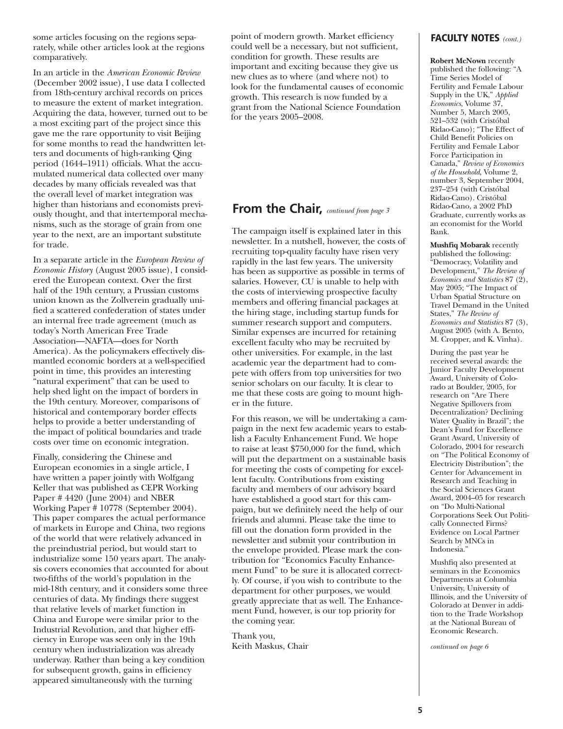some articles focusing on the regions separately, while other articles look at the regions comparatively.

In an article in the *American Economic Review* (December 2002 issue), I use data I collected from 18th-century archival records on prices to measure the extent of market integration. Acquiring the data, however, turned out to be a most exciting part of the project since this gave me the rare opportunity to visit Beijing for some months to read the handwritten letters and documents of high-ranking Qing period (1644–1911) officials. What the accumulated numerical data collected over many decades by many officials revealed was that the overall level of market integration was higher than historians and economists previously thought, and that intertemporal mechanisms, such as the storage of grain from one year to the next, are an important substitute for trade.

In a separate article in the *European Review of Economic History* (August 2005 issue), I considered the European context. Over the first half of the 19th century, a Prussian customs union known as the Zollverein gradually unified a scattered confederation of states under an internal free trade agreement (much as today's North American Free Trade Association—NAFTA—does for North America). As the policymakers effectively dismantled economic borders at a well-specified point in time, this provides an interesting "natural experiment" that can be used to help shed light on the impact of borders in the 19th century. Moreover, comparisons of historical and contemporary border effects helps to provide a better understanding of the impact of political boundaries and trade costs over time on economic integration.

Finally, considering the Chinese and European economies in a single article, I have written a paper jointly with Wolfgang Keller that was published as CEPR Working Paper # 4420 (June 2004) and NBER Working Paper # 10778 (September 2004). This paper compares the actual performance of markets in Europe and China, two regions of the world that were relatively advanced in the preindustrial period, but would start to industrialize some 150 years apart. The analysis covers economies that accounted for about two-fifths of the world's population in the mid-18th century, and it considers some three centuries of data. My findings there suggest that relative levels of market function in China and Europe were similar prior to the Industrial Revolution, and that higher efficiency in Europe was seen only in the 19th century when industrialization was already underway. Rather than being a key condition for subsequent growth, gains in efficiency appeared simultaneously with the turning point of modern growth. Market efficiency could well be a necessary, but not sufficient, condition for growth. These results are important and exciting because they give us new clues as to where (and where not) to look for the fundamental causes of economic growth. This research is now funded by a grant from the National Science Foundation for the years 2005–2008.

## From the Chair, *continued from page 3*

The campaign itself is explained later in this newsletter. In a nutshell, however, the costs of recruiting top-quality faculty have risen very rapidly in the last few years. The university has been as supportive as possible in terms of salaries. However, CU is unable to help with the costs of interviewing prospective faculty members and offering financial packages at the hiring stage, including startup funds for summer research support and computers. Similar expenses are incurred for retaining excellent faculty who may be recruited by other universities. For example, in the last academic year the department had to compete with offers from top universities for two senior scholars on our faculty. It is clear to me that these costs are going to mount higher in the future.

For this reason, we will be undertaking a campaign in the next few academic years to establish a Faculty Enhancement Fund. We hope to raise at least $750,000 for the fund, which will put the department on a sustainable basis for meeting the costs of competing for excellent faculty. Contributions from existing faculty and members of our advisory board have established a good start for this campaign, but we definitely need the help of our friends and alumni. Please take the time to fill out the donation form provided in the newsletter and submit your contribution in the envelope provided. Please mark the contribution for "Economics Faculty Enhancement Fund" to be sure it is allocated correctly. Of course, if you wish to contribute to the department for other purposes, we would greatly appreciate that as well. The Enhancement Fund, however, is our top priority for the coming year.

Thank you,
Keith Maskus, Chair

## FACULTY NOTES *(cont.)*

**Robert McNown** recently published the following: "A Time Series Model of Fertility and Female Labour Supply in the UK," *Applied Economics*, Volume 37, Number 5, March 2005, 521–532 (with Cristóbal Ridao-Cano); "The Effect of Child Benefit Policies on Fertility and Female Labor Force Participation in Canada," *Review of Economics of the Household*, Volume 2, number 3, September 2004, 237–254 (with Cristóbal Ridao-Cano). Cristóbal Ridao-Cano, a 2002 PhD Graduate, currently works as an economist for the World Bank.

**Mushfiq Mobarak** recently published the following: "Democracy, Volatility and Development," *The Review of Economics and Statistics* 87 (2), May 2005; "The Impact of Urban Spatial Structure on Travel Demand in the United States," *The Review of Economics and Statistics* 87 (3), August 2005 (with A. Bento, M. Cropper, and K. Vinha).

During the past year he received several awards: the Junior Faculty Development Award, University of Colorado at Boulder, 2005, for research on "Are There Negative Spillovers from Decentralization? Declining Water Quality in Brazil"; the Dean's Fund for Excellence Grant Award, University of Colorado, 2004 for research on "The Political Economy of Electricity Distribution"; the Center for Advancement in Research and Teaching in the Social Sciences Grant Award, 2004–05 for research on "Do Multi-National Corporations Seek Out Politically Connected Firms? Evidence on Local Partner Search by MNCs in Indonesia."

Mushfiq also presented at seminars in the Economics Departments at Columbia University, University of Illinois, and the University of Colorado at Denver in addition to the Trade Workshop at the National Bureau of Economic Research.

*continued on page 6*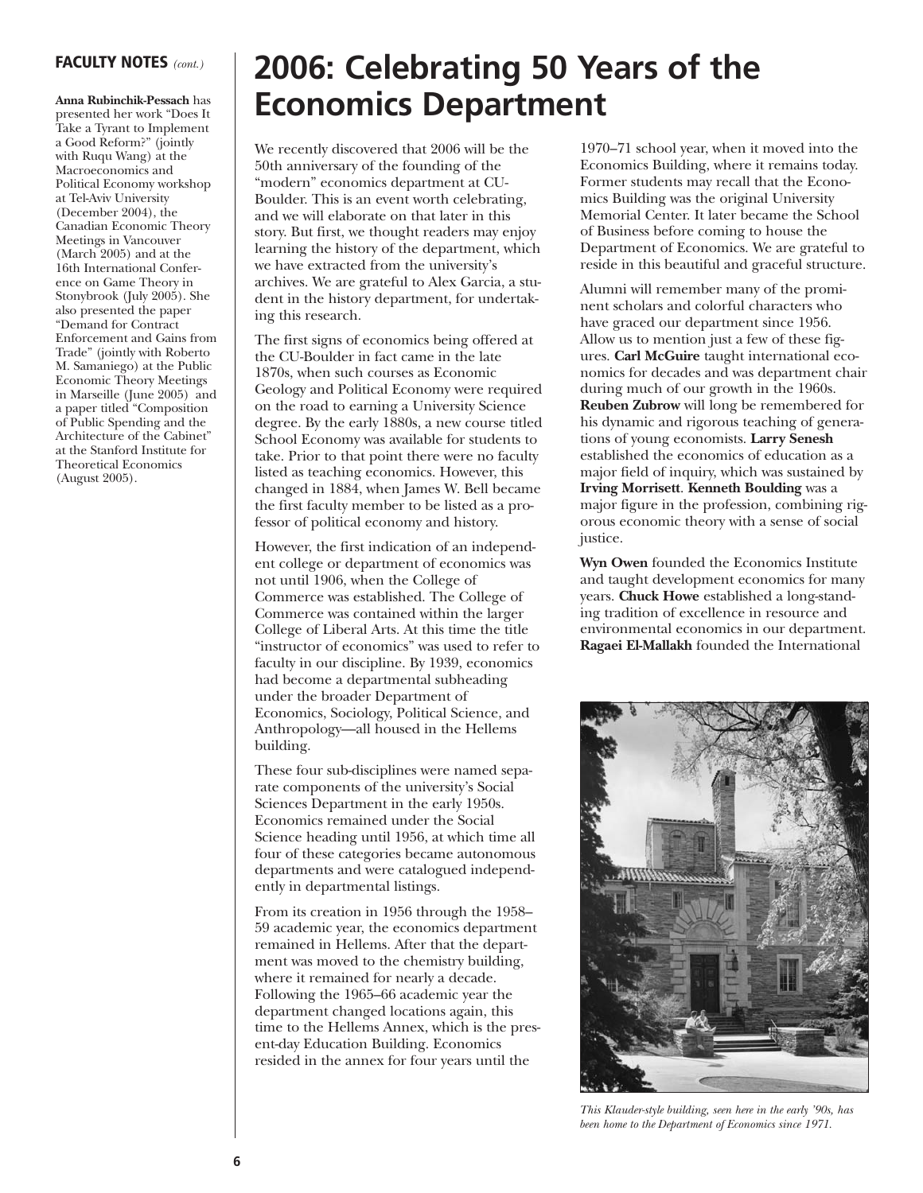## FACULTY NOTES *(cont.)*

**Anna Rubinchik-Pessach** has presented her work "Does It Take a Tyrant to Implement a Good Reform?" (jointly with Ruqu Wang) at the Macroeconomics and Political Economy workshop at Tel-Aviv University (December 2004), the Canadian Economic Theory Meetings in Vancouver (March 2005) and at the 16th International Conference on Game Theory in Stonybrook (July 2005). She also presented the paper "Demand for Contract Enforcement and Gains from Trade" (jointly with Roberto M. Samaniego) at the Public Economic Theory Meetings in Marseille (June 2005) and a paper titled "Composition of Public Spending and the Architecture of the Cabinet" at the Stanford Institute for Theoretical Economics (August 2005).

# 2006: Celebrating 50 Years of the Economics Department

We recently discovered that 2006 will be the 50th anniversary of the founding of the "modern" economics department at CU-Boulder. This is an event worth celebrating, and we will elaborate on that later in this story. But first, we thought readers may enjoy learning the history of the department, which we have extracted from the university's archives. We are grateful to Alex Garcia, a student in the history department, for undertaking this research.

The first signs of economics being offered at the CU-Boulder in fact came in the late 1870s, when such courses as Economic Geology and Political Economy were required on the road to earning a University Science degree. By the early 1880s, a new course titled School Economy was available for students to take. Prior to that point there were no faculty listed as teaching economics. However, this changed in 1884, when James W. Bell became the first faculty member to be listed as a professor of political economy and history.

However, the first indication of an independent college or department of economics was not until 1906, when the College of Commerce was established. The College of Commerce was contained within the larger College of Liberal Arts. At this time the title "instructor of economics" was used to refer to faculty in our discipline. By 1939, economics had become a departmental subheading under the broader Department of Economics, Sociology, Political Science, and Anthropology—all housed in the Hellems building.

These four sub-disciplines were named separate components of the university's Social Sciences Department in the early 1950s. Economics remained under the Social Science heading until 1956, at which time all four of these categories became autonomous departments and were catalogued independently in departmental listings.

From its creation in 1956 through the 1958–59 academic year, the economics department remained in Hellems. After that the department was moved to the chemistry building, where it remained for nearly a decade. Following the 1965–66 academic year the department changed locations again, this time to the Hellems Annex, which is the present-day Education Building. Economics resided in the annex for four years until the 1970–71 school year, when it moved into the Economics Building, where it remains today. Former students may recall that the Economics Building was the original University Memorial Center. It later became the School of Business before coming to house the Department of Economics. We are grateful to reside in this beautiful and graceful structure.

Alumni will remember many of the prominent scholars and colorful characters who have graced our department since 1956. Allow us to mention just a few of these figures. **Carl McGuire** taught international economics for decades and was department chair during much of our growth in the 1960s. **Reuben Zubrow** will long be remembered for his dynamic and rigorous teaching of generations of young economists. **Larry Senesh** established the economics of education as a major field of inquiry, which was sustained by **Irving Morrisett**. **Kenneth Boulding** was a major figure in the profession, combining rigorous economic theory with a sense of social justice.

**Wyn Owen** founded the Economics Institute and taught development economics for many years. **Chuck Howe** established a long-standing tradition of excellence in resource and environmental economics in our department. **Ragaei El-Mallakh** founded the International

*This Klauder-style building, seen here in the early '90s, has been home to the Department of Economics since 1971.*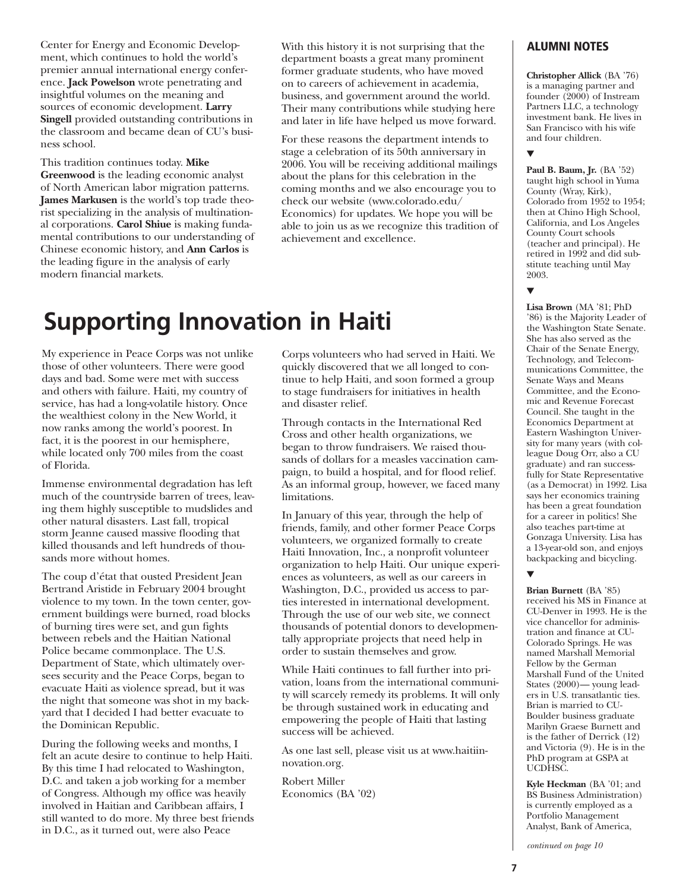Center for Energy and Economic Development, which continues to hold the world's premier annual international energy conference. **Jack Powelson** wrote penetrating and insightful volumes on the meaning and sources of economic development. **Larry Singell** provided outstanding contributions in the classroom and became dean of CU's business school.

This tradition continues today. **Mike Greenwood** is the leading economic analyst of North American labor migration patterns. **James Markusen** is the world's top trade theorist specializing in the analysis of multinational corporations. **Carol Shiue** is making fundamental contributions to our understanding of Chinese economic history, and **Ann Carlos** is the leading figure in the analysis of early modern financial markets.

With this history it is not surprising that the department boasts a great many prominent former graduate students, who have moved on to careers of achievement in academia, business, and government around the world. Their many contributions while studying here and later in life have helped us move forward.

For these reasons the department intends to stage a celebration of its 50th anniversary in 2006. You will be receiving additional mailings about the plans for this celebration in the coming months and we also encourage you to check our website (www.colorado.edu/Economics) for updates. We hope you will be able to join us as we recognize this tradition of achievement and excellence.

# Supporting Innovation in Haiti

My experience in Peace Corps was not unlike those of other volunteers. There were good days and bad. Some were met with success and others with failure. Haiti, my country of service, has had a long-volatile history. Once the wealthiest colony in the New World, it now ranks among the world's poorest. In fact, it is the poorest in our hemisphere, while located only 700 miles from the coast of Florida.

Immense environmental degradation has left much of the countryside barren of trees, leaving them highly susceptible to mudslides and other natural disasters. Last fall, tropical storm Jeanne caused massive flooding that killed thousands and left hundreds of thousands more without homes.

The coup d'état that ousted President Jean Bertrand Aristide in February 2004 brought violence to my town. In the town center, government buildings were burned, road blocks of burning tires were set, and gun fights between rebels and the Haitian National Police became commonplace. The U.S. Department of State, which ultimately oversees security and the Peace Corps, began to evacuate Haiti as violence spread, but it was the night that someone was shot in my backyard that I decided I had better evacuate to the Dominican Republic.

During the following weeks and months, I felt an acute desire to continue to help Haiti. By this time I had relocated to Washington, D.C. and taken a job working for a member of Congress. Although my office was heavily involved in Haitian and Caribbean affairs, I still wanted to do more. My three best friends in D.C., as it turned out, were also Peace Corps volunteers who had served in Haiti. We quickly discovered that we all longed to continue to help Haiti, and soon formed a group to stage fundraisers for initiatives in health and disaster relief.

Through contacts in the International Red Cross and other health organizations, we began to throw fundraisers. We raised thousands of dollars for a measles vaccination campaign, to build a hospital, and for flood relief. As an informal group, however, we faced many limitations.

In January of this year, through the help of friends, family, and other former Peace Corps volunteers, we organized formally to create Haiti Innovation, Inc., a nonprofit volunteer organization to help Haiti. Our unique experiences as volunteers, as well as our careers in Washington, D.C., provided us access to parties interested in international development. Through the use of our web site, we connect thousands of potential donors to developmentally appropriate projects that need help in order to sustain themselves and grow.

While Haiti continues to fall further into privation, loans from the international community will scarcely remedy its problems. It will only be through sustained work in educating and empowering the people of Haiti that lasting success will be achieved.

As one last sell, please visit us at www.haitiinnovation.org.

Robert Miller
Economics (BA '02)

## ALUMNI NOTES

**Christopher Allick** (BA '76) is a managing partner and founder (2000) of Instream Partners LLC, a technology investment bank. He lives in San Francisco with his wife and four children.

▼

**Paul B. Baum, Jr.** (BA '52) taught high school in Yuma County (Wray, Kirk), Colorado from 1952 to 1954; then at Chino High School, California, and Los Angeles County Court schools (teacher and principal). He retired in 1992 and did substitute teaching until May 2003.

▼

**Lisa Brown** (MA '81; PhD '86) is the Majority Leader of the Washington State Senate. She has also served as the Chair of the Senate Energy, Technology, and Telecommunications Committee, the Senate Ways and Means Committee, and the Economic and Revenue Forecast Council. She taught in the Economics Department at Eastern Washington University for many years (with colleague Doug Orr, also a CU graduate) and ran successfully for State Representative (as a Democrat) in 1992. Lisa says her economics training has been a great foundation for a career in politics! She also teaches part-time at Gonzaga University. Lisa has a 13-year-old son, and enjoys backpacking and bicycling.

▼

**Brian Burnett** (BA '85) received his MS in Finance at CU-Denver in 1993. He is the vice chancellor for administration and finance at CU-Colorado Springs. He was named Marshall Memorial Fellow by the German Marshall Fund of the United States (2000)— young leaders in U.S. transatlantic ties. Brian is married to CU-Boulder business graduate Marilyn Graese Burnett and is the father of Derrick (12) and Victoria (9). He is in the PhD program at GSPA at UCDHSC.

**Kyle Heckman** (BA '01; and BS Business Administration) is currently employed as a Portfolio Management Analyst, Bank of America,

*continued on page 10*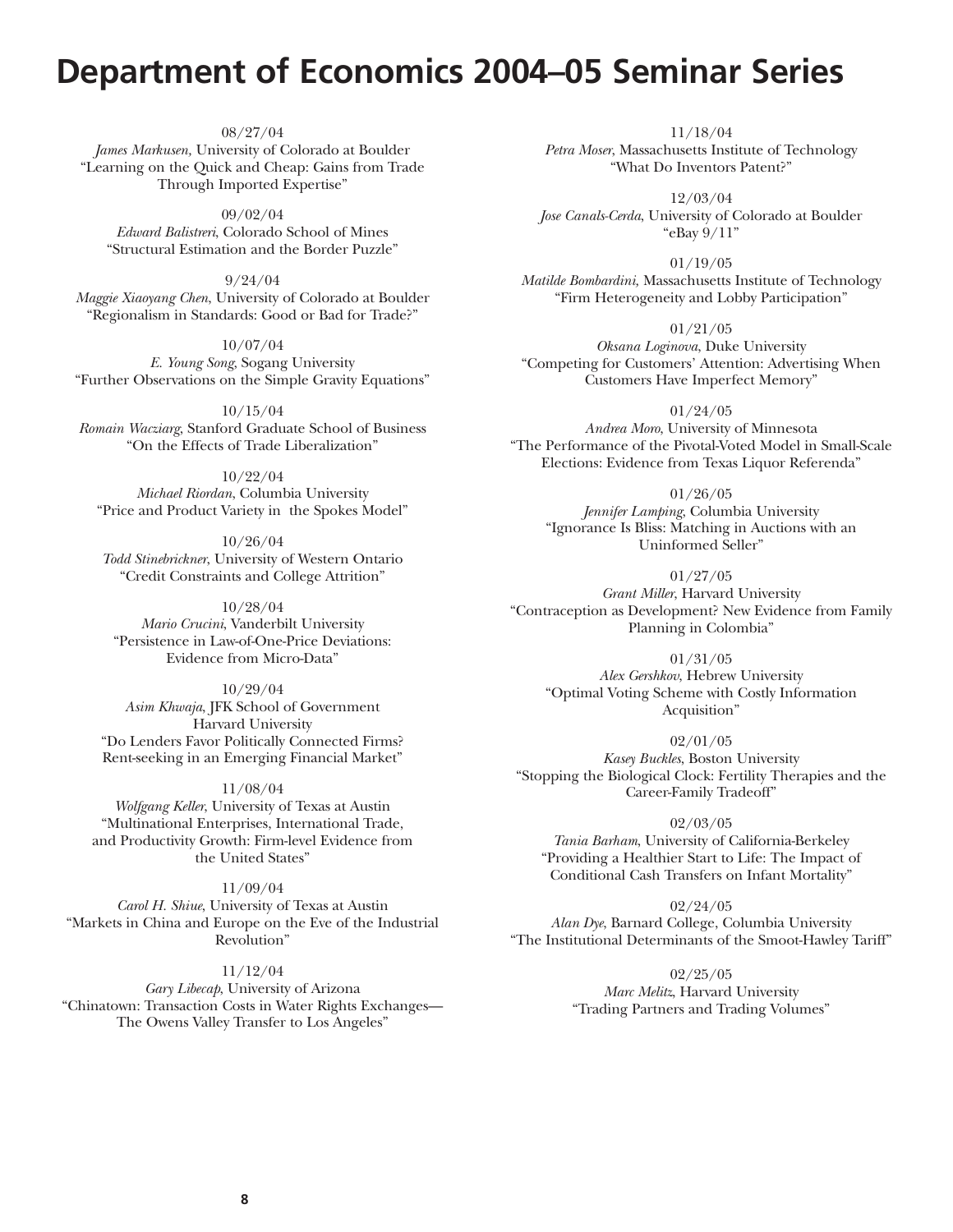# Department of Economics 2004–05 Seminar Series

08/27/04
*James Markusen,* University of Colorado at Boulder
"Learning on the Quick and Cheap: Gains from Trade Through Imported Expertise"

09/02/04
*Edward Balistreri*, Colorado School of Mines
"Structural Estimation and the Border Puzzle"

9/24/04
*Maggie Xiaoyang Chen*, University of Colorado at Boulder
"Regionalism in Standards: Good or Bad for Trade?"

10/07/04
*E. Young Song*, Sogang University
"Further Observations on the Simple Gravity Equations"

10/15/04
*Romain Wacziarg*, Stanford Graduate School of Business
"On the Effects of Trade Liberalization"

10/22/04
*Michael Riordan*, Columbia University
"Price and Product Variety in the Spokes Model"

10/26/04
*Todd Stinebrickner*, University of Western Ontario
"Credit Constraints and College Attrition"

10/28/04
*Mario Crucini*, Vanderbilt University
"Persistence in Law-of-One-Price Deviations: Evidence from Micro-Data"

10/29/04
*Asim Khwaja*, JFK School of Government
Harvard University
"Do Lenders Favor Politically Connected Firms? Rent-seeking in an Emerging Financial Market"

11/08/04
*Wolfgang Keller*, University of Texas at Austin
"Multinational Enterprises, International Trade, and Productivity Growth: Firm-level Evidence from the United States"

11/09/04
*Carol H. Shiue*, University of Texas at Austin
"Markets in China and Europe on the Eve of the Industrial Revolution"

11/12/04
*Gary Libecap*, University of Arizona
"Chinatown: Transaction Costs in Water Rights Exchanges—The Owens Valley Transfer to Los Angeles"

11/18/04
*Petra Moser*, Massachusetts Institute of Technology
"What Do Inventors Patent?"

12/03/04
*Jose Canals-Cerda*, University of Colorado at Boulder
"eBay 9/11"

01/19/05
*Matilde Bombardini,* Massachusetts Institute of Technology
"Firm Heterogeneity and Lobby Participation"

01/21/05
*Oksana Loginova*, Duke University
"Competing for Customers' Attention: Advertising When Customers Have Imperfect Memory"

01/24/05
*Andrea Moro*, University of Minnesota
"The Performance of the Pivotal-Voted Model in Small-Scale Elections: Evidence from Texas Liquor Referenda"

01/26/05
*Jennifer Lamping*, Columbia University
"Ignorance Is Bliss: Matching in Auctions with an Uninformed Seller"

01/27/05
*Grant Miller*, Harvard University
"Contraception as Development? New Evidence from Family Planning in Colombia"

01/31/05
*Alex Gershkov,* Hebrew University
"Optimal Voting Scheme with Costly Information Acquisition"

02/01/05
*Kasey Buckles*, Boston University
"Stopping the Biological Clock: Fertility Therapies and the Career-Family Tradeoff"

02/03/05
*Tania Barham*, University of California-Berkeley
"Providing a Healthier Start to Life: The Impact of Conditional Cash Transfers on Infant Mortality"

02/24/05
*Alan Dye*, Barnard College, Columbia University
"The Institutional Determinants of the Smoot-Hawley Tariff"

02/25/05
*Marc Melitz*, Harvard University
"Trading Partners and Trading Volumes"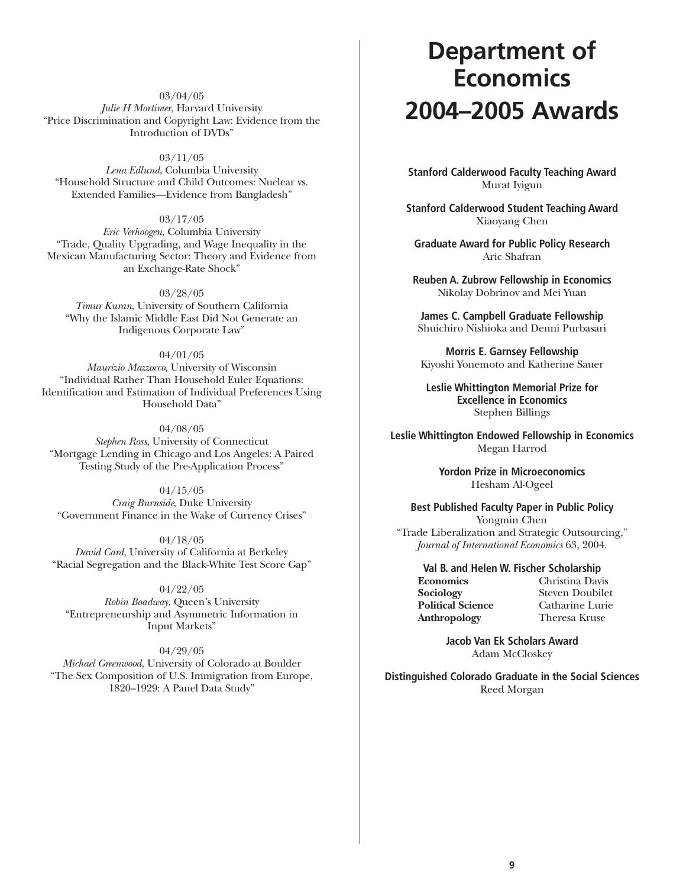03/04/05
*Julie H Mortimer*, Harvard University
"Price Discrimination and Copyright Law: Evidence from the Introduction of DVDs"

03/11/05
*Lena Edlund*, Columbia University
"Household Structure and Child Outcomes: Nuclear vs. Extended Families—Evidence from Bangladesh"

03/17/05
*Eric Verhoogen*, Columbia University
"Trade, Quality Upgrading, and Wage Inequality in the Mexican Manufacturing Sector: Theory and Evidence from an Exchange-Rate Shock"

03/28/05
*Timur Kuran*, University of Southern California
"Why the Islamic Middle East Did Not Generate an Indigenous Corporate Law"

04/01/05
*Maurizio Mazzocco*, University of Wisconsin
"Individual Rather Than Household Euler Equations: Identification and Estimation of Individual Preferences Using Household Data"

04/08/05
*Stephen Ross*, University of Connecticut
"Mortgage Lending in Chicago and Los Angeles: A Paired Testing Study of the Pre-Application Process"

04/15/05
*Craig Burnside*, Duke University
"Government Finance in the Wake of Currency Crises"

04/18/05
*David Card*, University of California at Berkeley
"Racial Segregation and the Black-White Test Score Gap"

04/22/05
*Robin Boadway*, Queen's University
"Entrepreneurship and Asymmetric Information in Input Markets"

04/29/05
*Michael Greenwood*, University of Colorado at Boulder
"The Sex Composition of U.S. Immigration from Europe, 1820–1929: A Panel Data Study"

# Department of Economics 2004–2005 Awards

**Stanford Calderwood Faculty Teaching Award**
Murat Iyigun

**Stanford Calderwood Student Teaching Award**
Xiaoyang Chen

**Graduate Award for Public Policy Research**
Aric Shafran

**Reuben A. Zubrow Fellowship in Economics**
Nikolay Dobrinov and Mei Yuan

**James C. Campbell Graduate Fellowship**
Shuichiro Nishioka and Denni Purbasari

**Morris E. Garnsey Fellowship**
Kiyoshi Yonemoto and Katherine Sauer

**Leslie Whittington Memorial Prize for Excellence in Economics**
Stephen Billings

**Leslie Whittington Endowed Fellowship in Economics**
Megan Harrod

**Yordon Prize in Microeconomics**
Hesham Al-Ogeel

**Best Published Faculty Paper in Public Policy**
Yongmin Chen
"Trade Liberalization and Strategic Outsourcing," *Journal of International Economics* 63, 2004.

**Val B. and Helen W. Fischer Scholarship**

| | |
|---|---|
| **Economics** | Christina Davis |
| **Sociology** | Steven Doubilet |
| **Political Science** | Catharine Lurie |
| **Anthropology** | Theresa Kruse |

**Jacob Van Ek Scholars Award**
Adam McCloskey

**Distinguished Colorado Graduate in the Social Sciences**
Reed Morgan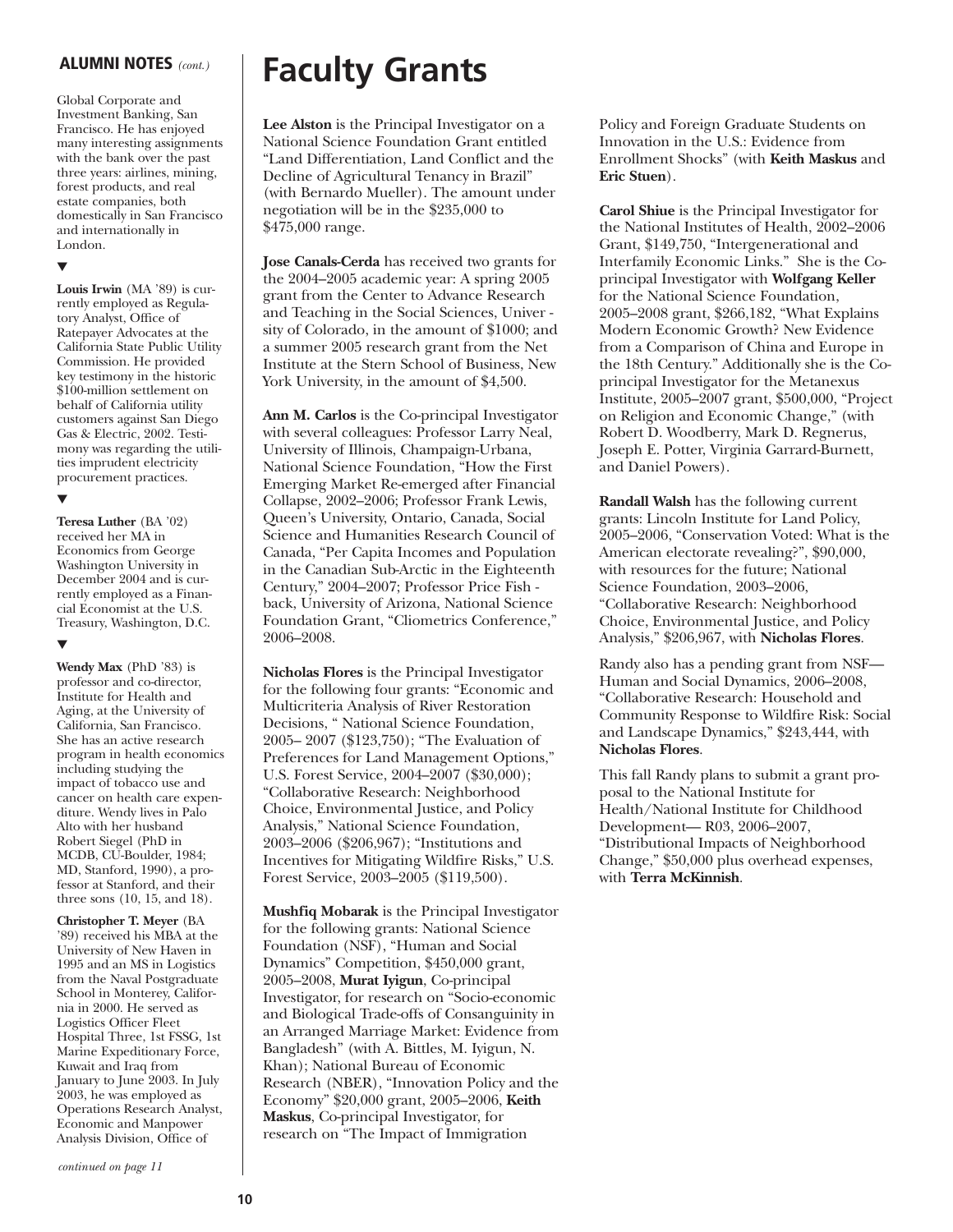## ALUMNI NOTES *(cont.)*

Global Corporate and Investment Banking, San Francisco. He has enjoyed many interesting assignments with the bank over the past three years: airlines, mining, forest products, and real estate companies, both domestically in San Francisco and internationally in London.

▼

**Louis Irwin** (MA '89) is currently employed as Regulatory Analyst, Office of Ratepayer Advocates at the California State Public Utility Commission. He provided key testimony in the historic $100-million settlement on behalf of California utility customers against San Diego Gas & Electric, 2002. Testimony was regarding the utilities imprudent electricity procurement practices.

▼

**Teresa Luther** (BA '02) received her MA in Economics from George Washington University in December 2004 and is currently employed as a Financial Economist at the U.S. Treasury, Washington, D.C.

▼

**Wendy Max** (PhD '83) is professor and co-director, Institute for Health and Aging, at the University of California, San Francisco. She has an active research program in health economics including studying the impact of tobacco use and cancer on health care expenditure. Wendy lives in Palo Alto with her husband Robert Siegel (PhD in MCDB, CU-Boulder, 1984; MD, Stanford, 1990), a professor at Stanford, and their three sons (10, 15, and 18).

**Christopher T. Meyer** (BA '89) received his MBA at the University of New Haven in 1995 and an MS in Logistics from the Naval Postgraduate School in Monterey, California in 2000. He served as Logistics Officer Fleet Hospital Three, 1st FSSG, 1st Marine Expeditionary Force, Kuwait and Iraq from January to June 2003. In July 2003, he was employed as Operations Research Analyst, Economic and Manpower Analysis Division, Office of

*continued on page 11*

# Faculty Grants

**Lee Alston** is the Principal Investigator on a National Science Foundation Grant entitled "Land Differentiation, Land Conflict and the Decline of Agricultural Tenancy in Brazil" (with Bernardo Mueller). The amount under negotiation will be in the $235,000 to $475,000 range.

**Jose Canals-Cerda** has received two grants for the 2004–2005 academic year: A spring 2005 grant from the Center to Advance Research and Teaching in the Social Sciences, University of Colorado, in the amount of $1000; and a summer 2005 research grant from the Net Institute at the Stern School of Business, New York University, in the amount of $4,500.

**Ann M. Carlos** is the Co-principal Investigator with several colleagues: Professor Larry Neal, University of Illinois, Champaign-Urbana, National Science Foundation, "How the First Emerging Market Re-emerged after Financial Collapse, 2002–2006; Professor Frank Lewis, Queen's University, Ontario, Canada, Social Science and Humanities Research Council of Canada, "Per Capita Incomes and Population in the Canadian Sub-Arctic in the Eighteenth Century," 2004–2007; Professor Price Fishback, University of Arizona, National Science Foundation Grant, "Cliometrics Conference," 2006–2008.

**Nicholas Flores** is the Principal Investigator for the following four grants: "Economic and Multicriteria Analysis of River Restoration Decisions, " National Science Foundation, 2005– 2007 ($123,750); "The Evaluation of Preferences for Land Management Options," U.S. Forest Service, 2004–2007 ($30,000); "Collaborative Research: Neighborhood Choice, Environmental Justice, and Policy Analysis," National Science Foundation, 2003–2006 ($206,967); "Institutions and Incentives for Mitigating Wildfire Risks," U.S. Forest Service, 2003–2005 ($119,500).

**Mushfiq Mobarak** is the Principal Investigator for the following grants: National Science Foundation (NSF), "Human and Social Dynamics" Competition, $450,000 grant, 2005–2008, **Murat Iyigun**, Co-principal Investigator, for research on "Socio-economic and Biological Trade-offs of Consanguinity in an Arranged Marriage Market: Evidence from Bangladesh" (with A. Bittles, M. Iyigun, N. Khan); National Bureau of Economic Research (NBER), "Innovation Policy and the Economy" $20,000 grant, 2005–2006, **Keith Maskus**, Co-principal Investigator, for research on "The Impact of Immigration Policy and Foreign Graduate Students on Innovation in the U.S.: Evidence from Enrollment Shocks" (with **Keith Maskus** and **Eric Stuen**).

**Carol Shiue** is the Principal Investigator for the National Institutes of Health, 2002–2006 Grant, $149,750, "Intergenerational and Interfamily Economic Links." She is the Co-principal Investigator with **Wolfgang Keller** for the National Science Foundation, 2005–2008 grant, $266,182, "What Explains Modern Economic Growth? New Evidence from a Comparison of China and Europe in the 18th Century." Additionally she is the Co-principal Investigator for the Metanexus Institute, 2005–2007 grant, $500,000, "Project on Religion and Economic Change," (with Robert D. Woodberry, Mark D. Regnerus, Joseph E. Potter, Virginia Garrard-Burnett, and Daniel Powers).

**Randall Walsh** has the following current grants: Lincoln Institute for Land Policy, 2005–2006, "Conservation Voted: What is the American electorate revealing?", $90,000, with resources for the future; National Science Foundation, 2003–2006, "Collaborative Research: Neighborhood Choice, Environmental Justice, and Policy Analysis," $206,967, with **Nicholas Flores**.

Randy also has a pending grant from NSF—Human and Social Dynamics, 2006–2008, "Collaborative Research: Household and Community Response to Wildfire Risk: Social and Landscape Dynamics," $243,444, with **Nicholas Flores**.

This fall Randy plans to submit a grant proposal to the National Institute for Health/National Institute for Childhood Development— R03, 2006–2007, "Distributional Impacts of Neighborhood Change," $50,000 plus overhead expenses, with **Terra McKinnish**.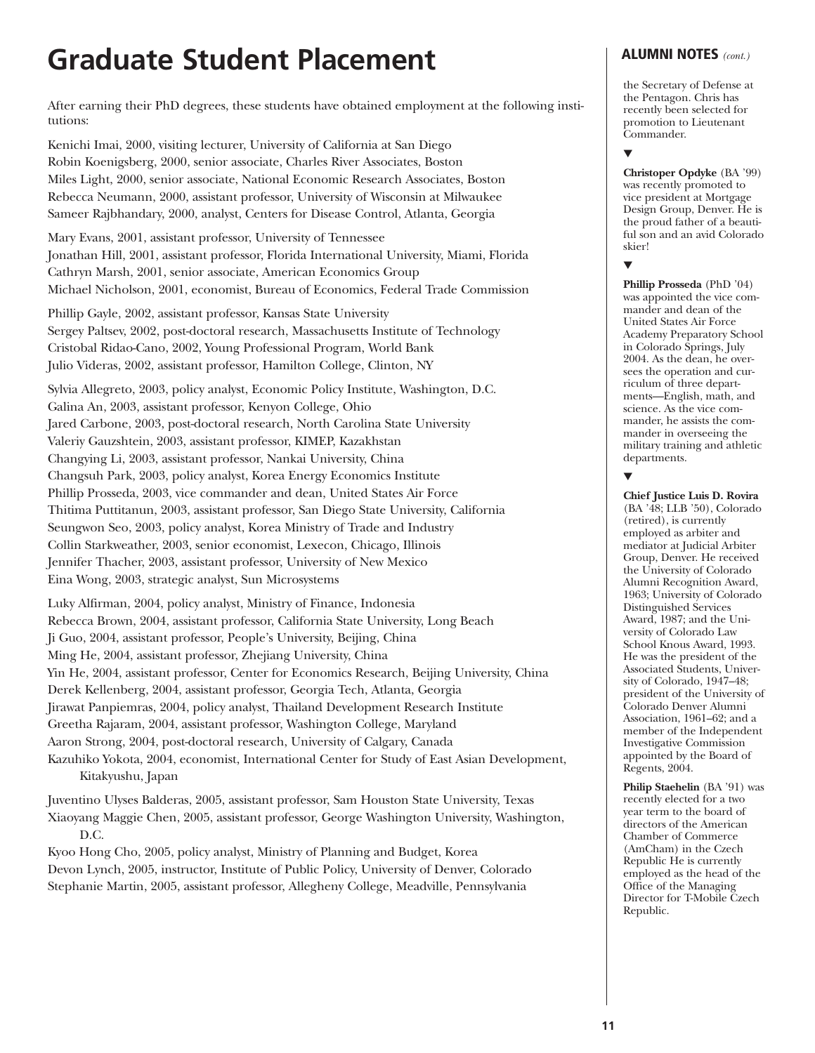# Graduate Student Placement

After earning their PhD degrees, these students have obtained employment at the following institutions:

Kenichi Imai, 2000, visiting lecturer, University of California at San Diego
Robin Koenigsberg, 2000, senior associate, Charles River Associates, Boston
Miles Light, 2000, senior associate, National Economic Research Associates, Boston
Rebecca Neumann, 2000, assistant professor, University of Wisconsin at Milwaukee
Sameer Rajbhandary, 2000, analyst, Centers for Disease Control, Atlanta, Georgia

Mary Evans, 2001, assistant professor, University of Tennessee
Jonathan Hill, 2001, assistant professor, Florida International University, Miami, Florida
Cathryn Marsh, 2001, senior associate, American Economics Group
Michael Nicholson, 2001, economist, Bureau of Economics, Federal Trade Commission

Phillip Gayle, 2002, assistant professor, Kansas State University
Sergey Paltsev, 2002, post-doctoral research, Massachusetts Institute of Technology
Cristobal Ridao-Cano, 2002, Young Professional Program, World Bank
Julio Videras, 2002, assistant professor, Hamilton College, Clinton, NY

Sylvia Allegreto, 2003, policy analyst, Economic Policy Institute, Washington, D.C.
Galina An, 2003, assistant professor, Kenyon College, Ohio
Jared Carbone, 2003, post-doctoral research, North Carolina State University
Valeriy Gauzshtein, 2003, assistant professor, KIMEP, Kazakhstan
Changying Li, 2003, assistant professor, Nankai University, China
Changsuh Park, 2003, policy analyst, Korea Energy Economics Institute
Phillip Prosseda, 2003, vice commander and dean, United States Air Force
Thitima Puttitanun, 2003, assistant professor, San Diego State University, California
Seungwon Seo, 2003, policy analyst, Korea Ministry of Trade and Industry
Collin Starkweather, 2003, senior economist, Lexecon, Chicago, Illinois
Jennifer Thacher, 2003, assistant professor, University of New Mexico
Eina Wong, 2003, strategic analyst, Sun Microsystems

Luky Alfirman, 2004, policy analyst, Ministry of Finance, Indonesia
Rebecca Brown, 2004, assistant professor, California State University, Long Beach
Ji Guo, 2004, assistant professor, People's University, Beijing, China
Ming He, 2004, assistant professor, Zhejiang University, China
Yin He, 2004, assistant professor, Center for Economics Research, Beijing University, China
Derek Kellenberg, 2004, assistant professor, Georgia Tech, Atlanta, Georgia
Jirawat Panpiemras, 2004, policy analyst, Thailand Development Research Institute
Greetha Rajaram, 2004, assistant professor, Washington College, Maryland
Aaron Strong, 2004, post-doctoral research, University of Calgary, Canada
Kazuhiko Yokota, 2004, economist, International Center for Study of East Asian Development, Kitakyushu, Japan

Juventino Ulyses Balderas, 2005, assistant professor, Sam Houston State University, Texas
Xiaoyang Maggie Chen, 2005, assistant professor, George Washington University, Washington, D.C.
Kyoo Hong Cho, 2005, policy analyst, Ministry of Planning and Budget, Korea
Devon Lynch, 2005, instructor, Institute of Public Policy, University of Denver, Colorado
Stephanie Martin, 2005, assistant professor, Allegheny College, Meadville, Pennsylvania

## ALUMNI NOTES *(cont.)*

the Secretary of Defense at the Pentagon. Chris has recently been selected for promotion to Lieutenant Commander.

▼

**Christoper Opdyke** (BA '99) was recently promoted to vice president at Mortgage Design Group, Denver. He is the proud father of a beautiful son and an avid Colorado skier!

▼

**Phillip Prosseda** (PhD '04) was appointed the vice commander and dean of the United States Air Force Academy Preparatory School in Colorado Springs, July 2004. As the dean, he oversees the operation and curriculum of three departments—English, math, and science. As the vice commander, he assists the commander in overseeing the military training and athletic departments.

▼

**Chief Justice Luis D. Rovira** (BA '48; LLB '50), Colorado (retired), is currently employed as arbiter and mediator at Judicial Arbiter Group, Denver. He received the University of Colorado Alumni Recognition Award, 1963; University of Colorado Distinguished Services Award, 1987; and the University of Colorado Law School Knous Award, 1993. He was the president of the Associated Students, University of Colorado, 1947–48; president of the University of Colorado Denver Alumni Association, 1961–62; and a member of the Independent Investigative Commission appointed by the Board of Regents, 2004.

**Philip Staehelin** (BA '91) was recently elected for a two year term to the board of directors of the American Chamber of Commerce (AmCham) in the Czech Republic He is currently employed as the head of the Office of the Managing Director for T-Mobile Czech Republic.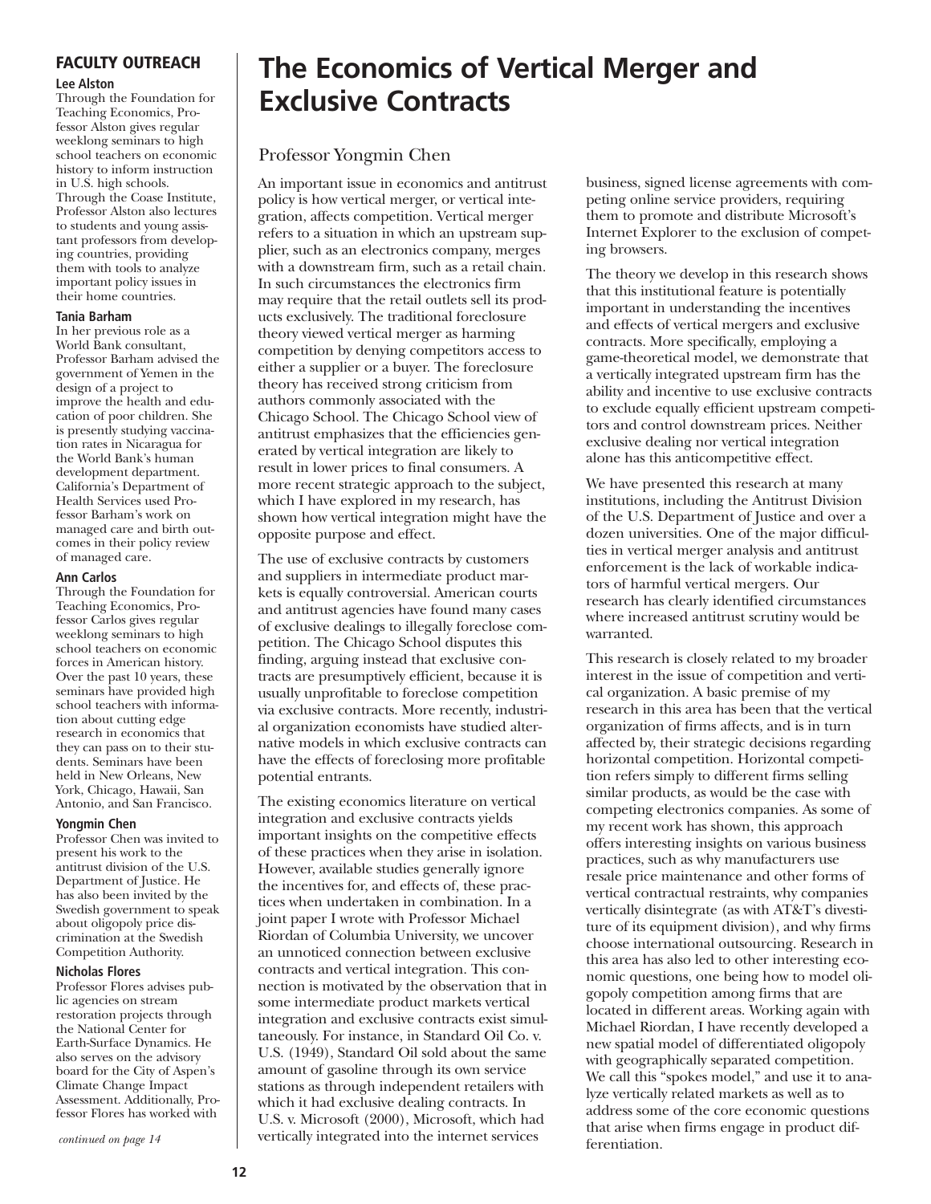## FACULTY OUTREACH

**Lee Alston**

Through the Foundation for Teaching Economics, Professor Alston gives regular weeklong seminars to high school teachers on economic history to inform instruction in U.S. high schools. Through the Coase Institute, Professor Alston also lectures to students and young assistant professors from developing countries, providing them with tools to analyze important policy issues in their home countries.

**Tania Barham**

In her previous role as a World Bank consultant, Professor Barham advised the government of Yemen in the design of a project to improve the health and education of poor children. She is presently studying vaccination rates in Nicaragua for the World Bank's human development department. California's Department of Health Services used Professor Barham's work on managed care and birth outcomes in their policy review of managed care.

**Ann Carlos**

Through the Foundation for Teaching Economics, Professor Carlos gives regular weeklong seminars to high school teachers on economic forces in American history. Over the past 10 years, these seminars have provided high school teachers with information about cutting edge research in economics that they can pass on to their students. Seminars have been held in New Orleans, New York, Chicago, Hawaii, San Antonio, and San Francisco.

**Yongmin Chen**

Professor Chen was invited to present his work to the antitrust division of the U.S. Department of Justice. He has also been invited by the Swedish government to speak about oligopoly price discrimination at the Swedish Competition Authority.

**Nicholas Flores**

Professor Flores advises public agencies on stream restoration projects through the National Center for Earth-Surface Dynamics. He also serves on the advisory board for the City of Aspen's Climate Change Impact Assessment. Additionally, Professor Flores has worked with

*continued on page 14*

# The Economics of Vertical Merger and Exclusive Contracts

## Professor Yongmin Chen

An important issue in economics and antitrust policy is how vertical merger, or vertical integration, affects competition. Vertical merger refers to a situation in which an upstream supplier, such as an electronics company, merges with a downstream firm, such as a retail chain. In such circumstances the electronics firm may require that the retail outlets sell its products exclusively. The traditional foreclosure theory viewed vertical merger as harming competition by denying competitors access to either a supplier or a buyer. The foreclosure theory has received strong criticism from authors commonly associated with the Chicago School. The Chicago School view of antitrust emphasizes that the efficiencies generated by vertical integration are likely to result in lower prices to final consumers. A more recent strategic approach to the subject, which I have explored in my research, has shown how vertical integration might have the opposite purpose and effect.

The use of exclusive contracts by customers and suppliers in intermediate product markets is equally controversial. American courts and antitrust agencies have found many cases of exclusive dealings to illegally foreclose competition. The Chicago School disputes this finding, arguing instead that exclusive contracts are presumptively efficient, because it is usually unprofitable to foreclose competition via exclusive contracts. More recently, industrial organization economists have studied alternative models in which exclusive contracts can have the effects of foreclosing more profitable potential entrants.

The existing economics literature on vertical integration and exclusive contracts yields important insights on the competitive effects of these practices when they arise in isolation. However, available studies generally ignore the incentives for, and effects of, these practices when undertaken in combination. In a joint paper I wrote with Professor Michael Riordan of Columbia University, we uncover an unnoticed connection between exclusive contracts and vertical integration. This connection is motivated by the observation that in some intermediate product markets vertical integration and exclusive contracts exist simultaneously. For instance, in Standard Oil Co. v. U.S. (1949), Standard Oil sold about the same amount of gasoline through its own service stations as through independent retailers with which it had exclusive dealing contracts. In U.S. v. Microsoft (2000), Microsoft, which had vertically integrated into the internet services business, signed license agreements with competing online service providers, requiring them to promote and distribute Microsoft's Internet Explorer to the exclusion of competing browsers.

The theory we develop in this research shows that this institutional feature is potentially important in understanding the incentives and effects of vertical mergers and exclusive contracts. More specifically, employing a game-theoretical model, we demonstrate that a vertically integrated upstream firm has the ability and incentive to use exclusive contracts to exclude equally efficient upstream competitors and control downstream prices. Neither exclusive dealing nor vertical integration alone has this anticompetitive effect.

We have presented this research at many institutions, including the Antitrust Division of the U.S. Department of Justice and over a dozen universities. One of the major difficulties in vertical merger analysis and antitrust enforcement is the lack of workable indicators of harmful vertical mergers. Our research has clearly identified circumstances where increased antitrust scrutiny would be warranted.

This research is closely related to my broader interest in the issue of competition and vertical organization. A basic premise of my research in this area has been that the vertical organization of firms affects, and is in turn affected by, their strategic decisions regarding horizontal competition. Horizontal competition refers simply to different firms selling similar products, as would be the case with competing electronics companies. As some of my recent work has shown, this approach offers interesting insights on various business practices, such as why manufacturers use resale price maintenance and other forms of vertical contractual restraints, why companies vertically disintegrate (as with AT&T's divestiture of its equipment division), and why firms choose international outsourcing. Research in this area has also led to other interesting economic questions, one being how to model oligopoly competition among firms that are located in different areas. Working again with Michael Riordan, I have recently developed a new spatial model of differentiated oligopoly with geographically separated competition. We call this "spokes model," and use it to analyze vertically related markets as well as to address some of the core economic questions that arise when firms engage in product differentiation.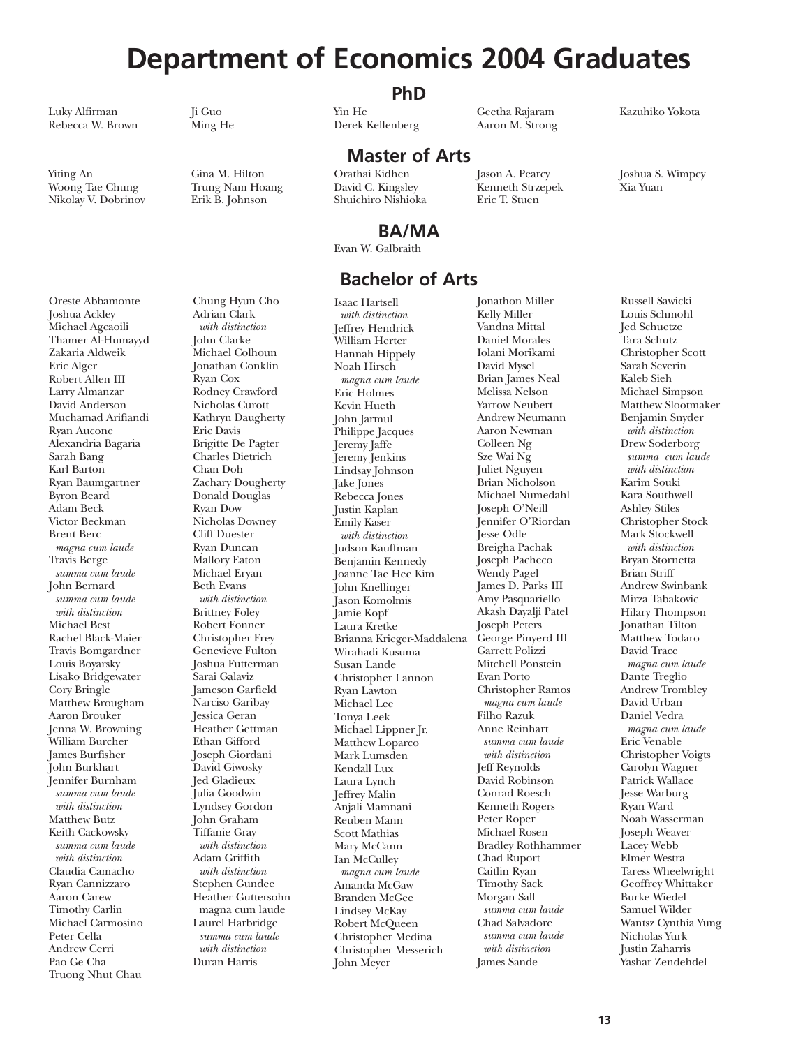# Department of Economics 2004 Graduates

## PhD

Luky Alfirman
Rebecca W. Brown
Ji Guo
Ming He
Yin He
Derek Kellenberg
Geetha Rajaram
Aaron M. Strong
Kazuhiko Yokota

## Master of Arts

Yiting An
Woong Tae Chung
Nikolay V. Dobrinov
Gina M. Hilton
Trung Nam Hoang
Erik B. Johnson
Orathai Kidhen
David C. Kingsley
Shuichiro Nishioka
Jason A. Pearcy
Kenneth Strzepek
Eric T. Stuen
Joshua S. Wimpey
Xia Yuan

## BA/MA

Evan W. Galbraith

## Bachelor of Arts

Oreste Abbamonte
Joshua Ackley
Michael Agcaoili
Thamer Al-Humayyd
Zakaria Aldweik
Eric Alger
Robert Allen III
Larry Almanzar
David Anderson
Muchamad Arifiandi
Ryan Aucone
Alexandria Bagaria
Sarah Bang
Karl Barton
Ryan Baumgartner
Byron Beard
Adam Beck
Victor Beckman
Brent Berc
*magna cum laude*
Travis Berge
*summa cum laude*
John Bernard
*summa cum laude*
*with distinction*
Michael Best
Rachel Black-Maier
Travis Bomgardner
Louis Boyarsky
Lisako Bridgewater
Cory Bringle
Matthew Brougham
Aaron Brouker
Jenna W. Browning
William Burcher
James Burfisher
John Burkhart
Jennifer Burnham
*summa cum laude*
*with distinction*
Matthew Butz
Keith Cackowsky
*summa cum laude*
*with distinction*
Claudia Camacho
Ryan Cannizzaro
Aaron Carew
Timothy Carlin
Michael Carmosino
Peter Cella
Andrew Cerri
Pao Ge Cha
Truong Nhut Chau
Chung Hyun Cho
Adrian Clark
*with distinction*
John Clarke
Michael Colhoun
Jonathan Conklin
Ryan Cox
Rodney Crawford
Nicholas Curott
Kathryn Daugherty
Eric Davis
Brigitte De Pagter
Charles Dietrich
Chan Doh
Zachary Dougherty
Donald Douglas
Ryan Dow
Nicholas Downey
Cliff Duester
Ryan Duncan
Mallory Eaton
Michael Eryan
Beth Evans
*with distinction*
Brittney Foley
Robert Fonner
Christopher Frey
Genevieve Fulton
Joshua Futterman
Sarai Galaviz
Jameson Garfield
Narciso Garibay
Jessica Geran
Heather Gettman
Ethan Gifford
Joseph Giordani
David Giwosky
Jed Gladieux
Julia Goodwin
Lyndsey Gordon
John Graham
Tiffanie Gray
*with distinction*
Adam Griffith
*with distinction*
Stephen Gundee
Heather Guttersohn
magna cum laude
Laurel Harbridge
*summa cum laude*
*with distinction*
Duran Harris
Isaac Hartsell
*with distinction*
Jeffrey Hendrick
William Herter
Hannah Hippely
Noah Hirsch
*magna cum laude*
Eric Holmes
Kevin Hueth
John Jarmul
Philippe Jacques
Jeremy Jaffe
Jeremy Jenkins
Lindsay Johnson
Jake Jones
Rebecca Jones
Justin Kaplan
Emily Kaser
*with distinction*
Judson Kauffman
Benjamin Kennedy
Joanne Tae Hee Kim
John Knellinger
Jason Komolmis
Jamie Kopf
Laura Kretke
Brianna Krieger-Maddalena
Wirahadi Kusuma
Susan Lande
Christopher Lannon
Ryan Lawton
Michael Lee
Tonya Leek
Michael Lippner Jr.
Matthew Loparco
Mark Lumsden
Kendall Lux
Laura Lynch
Jeffrey Malin
Anjali Mamnani
Reuben Mann
Scott Mathias
Mary McCann
Ian McCulley
*magna cum laude*
Amanda McGaw
Branden McGee
Lindsey McKay
Robert McQueen
Christopher Medina
Christopher Messerich
John Meyer
Jonathon Miller
Kelly Miller
Vandna Mittal
Daniel Morales
Iolani Morikami
David Mysel
Brian James Neal
Melissa Nelson
Yarrow Neubert
Andrew Neumann
Aaron Newman
Colleen Ng
Sze Wai Ng
Juliet Nguyen
Brian Nicholson
Michael Numedahl
Joseph O'Neill
Jennifer O'Riordan
Jesse Odle
Breigha Pachak
Joseph Pacheco
Wendy Pagel
James D. Parks III
Amy Pasquariello
Akash Dayalji Patel
Joseph Peters
George Pinyerd III
Garrett Polizzi
Mitchell Ponstein
Evan Porto
Christopher Ramos
*magna cum laude*
Filho Razuk
Anne Reinhart
*summa cum laude*
*with distinction*
Jeff Reynolds
David Robinson
Conrad Roesch
Kenneth Rogers
Peter Roper
Michael Rosen
Bradley Rothhammer
Chad Rupert
Caitlin Ryan
Timothy Sack
Morgan Sall
*summa cum laude*
Chad Salvadore
*summa cum laude*
*with distinction*
James Sande
Russell Sawicki
Louis Schmohl
Jed Schuetze
Tara Schutz
Christopher Scott
Sarah Severin
Kaleb Sieh
Michael Simpson
Matthew Slootmaker
Benjamin Snyder
*with distinction*
Drew Soderborg
*summa cum laude*
*with distinction*
Karim Souki
Kara Southwell
Ashley Stiles
Christopher Stock
Mark Stockwell
*with distinction*
Bryan Stornetta
Brian Striff
Andrew Swinbank
Mirza Tabakovic
Hilary Thompson
Jonathan Tilton
Matthew Todaro
David Trace
*magna cum laude*
Dante Treglio
Andrew Trombley
David Urban
Daniel Vedra
*magna cum laude*
Eric Venable
Christopher Voigts
Carolyn Wagner
Patrick Wallace
Jesse Warburg
Ryan Ward
Noah Wasserman
Joseph Weaver
Lacey Webb
Elmer Westra
Taress Wheelwright
Geoffrey Whittaker
Burke Wiedel
Samuel Wilder
Wantsz Cynthia Yung
Nicholas Yurk
Justin Zaharris
Yashar Zendehdel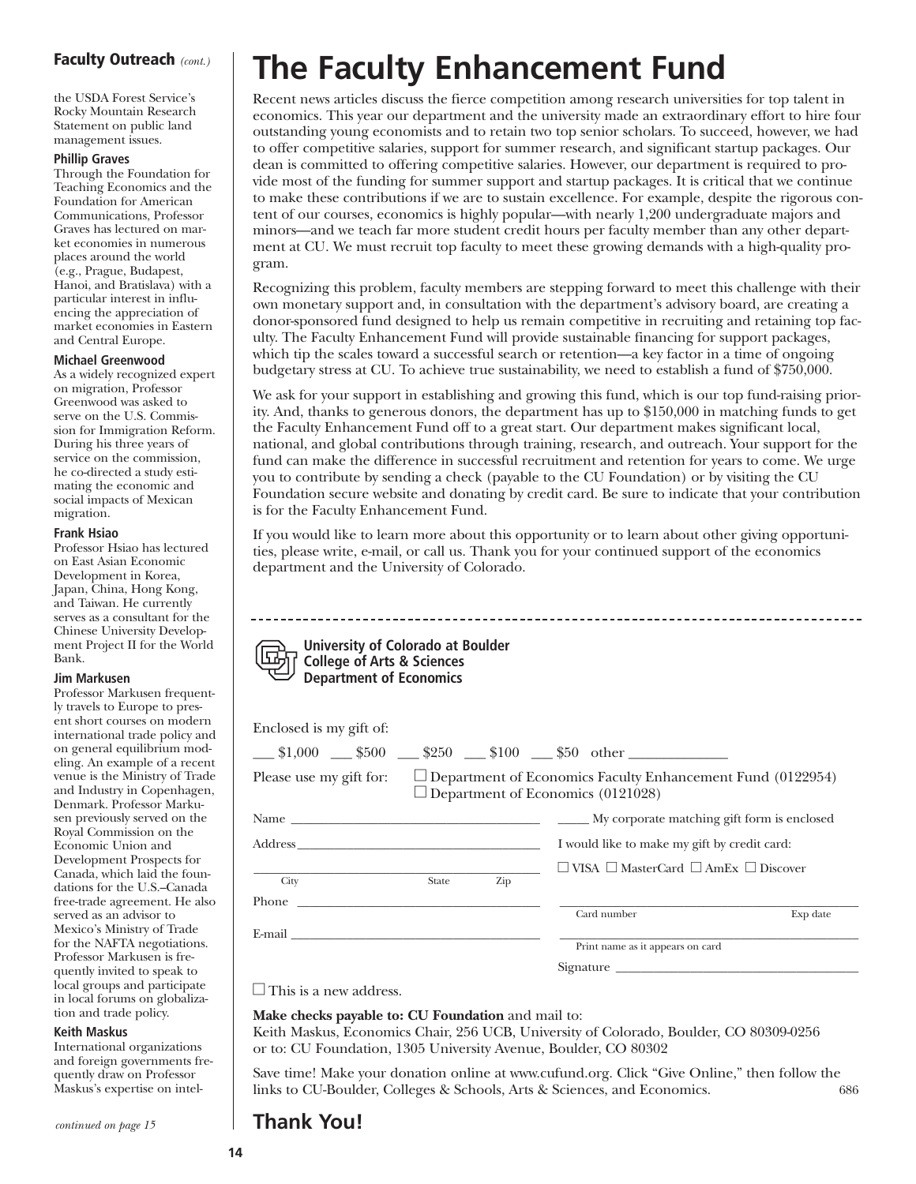## Faculty Outreach *(cont.)*

the USDA Forest Service's Rocky Mountain Research Statement on public land management issues.

**Phillip Graves**
Through the Foundation for Teaching Economics and the Foundation for American Communications, Professor Graves has lectured on market economies in numerous places around the world (e.g., Prague, Budapest, Hanoi, and Bratislava) with a particular interest in influencing the appreciation of market economies in Eastern and Central Europe.

**Michael Greenwood**
As a widely recognized expert on migration, Professor Greenwood was asked to serve on the U.S. Commission for Immigration Reform. During his three years of service on the commission, he co-directed a study estimating the economic and social impacts of Mexican migration.

**Frank Hsiao**
Professor Hsiao has lectured on East Asian Economic Development in Korea, Japan, China, Hong Kong, and Taiwan. He currently serves as a consultant for the Chinese University Development Project II for the World Bank.

**Jim Markusen**
Professor Markusen frequently travels to Europe to present short courses on modern international trade policy and on general equilibrium modeling. An example of a recent venue is the Ministry of Trade and Industry in Copenhagen, Denmark. Professor Markusen previously served on the Royal Commission on the Economic Union and Development Prospects for Canada, which laid the foundations for the U.S.–Canada free-trade agreement. He also served as an advisor to Mexico's Ministry of Trade for the NAFTA negotiations. Professor Markusen is frequently invited to speak to local groups and participate in local forums on globalization and trade policy.

**Keith Maskus**
International organizations and foreign governments frequently draw on Professor Maskus's expertise on intel-

*continued on page 15*

# The Faculty Enhancement Fund

Recent news articles discuss the fierce competition among research universities for top talent in economics. This year our department and the university made an extraordinary effort to hire four outstanding young economists and to retain two top senior scholars. To succeed, however, we had to offer competitive salaries, support for summer research, and significant startup packages. Our dean is committed to offering competitive salaries. However, our department is required to provide most of the funding for summer support and startup packages. It is critical that we continue to make these contributions if we are to sustain excellence. For example, despite the rigorous content of our courses, economics is highly popular—with nearly 1,200 undergraduate majors and minors—and we teach far more student credit hours per faculty member than any other department at CU. We must recruit top faculty to meet these growing demands with a high-quality program.

Recognizing this problem, faculty members are stepping forward to meet this challenge with their own monetary support and, in consultation with the department's advisory board, are creating a donor-sponsored fund designed to help us remain competitive in recruiting and retaining top faculty. The Faculty Enhancement Fund will provide sustainable financing for support packages, which tip the scales toward a successful search or retention—a key factor in a time of ongoing budgetary stress at CU. To achieve true sustainability, we need to establish a fund of $750,000.

We ask for your support in establishing and growing this fund, which is our top fund-raising priority. And, thanks to generous donors, the department has up to $150,000 in matching funds to get the Faculty Enhancement Fund off to a great start. Our department makes significant local, national, and global contributions through training, research, and outreach. Your support for the fund can make the difference in successful recruitment and retention for years to come. We urge you to contribute by sending a check (payable to the CU Foundation) or by visiting the CU Foundation secure website and donating by credit card. Be sure to indicate that your contribution is for the Faculty Enhancement Fund.

If you would like to learn more about this opportunity or to learn about other giving opportunities, please write, e-mail, or call us. Thank you for your continued support of the economics department and the University of Colorado.

---

**University of Colorado at Boulder**
**College of Arts & Sciences**
**Department of Economics**

Enclosed is my gift of:

___ $1,000 ___ $500 ___ $250 ___ $100 ___ $50 other ______________

Please use my gift for: ☐ Department of Economics Faculty Enhancement Fund (0122954)
☐ Department of Economics (0121028)

Name ______________________________________

Address ____________________________________

____________________________________________
City State Zip

Phone ______________________________________

E-mail ______________________________________

_____ My corporate matching gift form is enclosed

I would like to make my gift by credit card:

☐ VISA ☐ MasterCard ☐ AmEx ☐ Discover

____________________________________________
Card number Exp date

____________________________________________
Print name as it appears on card

Signature ____________________________________

☐ This is a new address.

**Make checks payable to: CU Foundation** and mail to:
Keith Maskus, Economics Chair, 256 UCB, University of Colorado, Boulder, CO 80309-0256
or to: CU Foundation, 1305 University Avenue, Boulder, CO 80302

Save time! Make your donation online at www.cufund.org. Click "Give Online," then follow the links to CU-Boulder, Colleges & Schools, Arts & Sciences, and Economics. 686

## Thank You!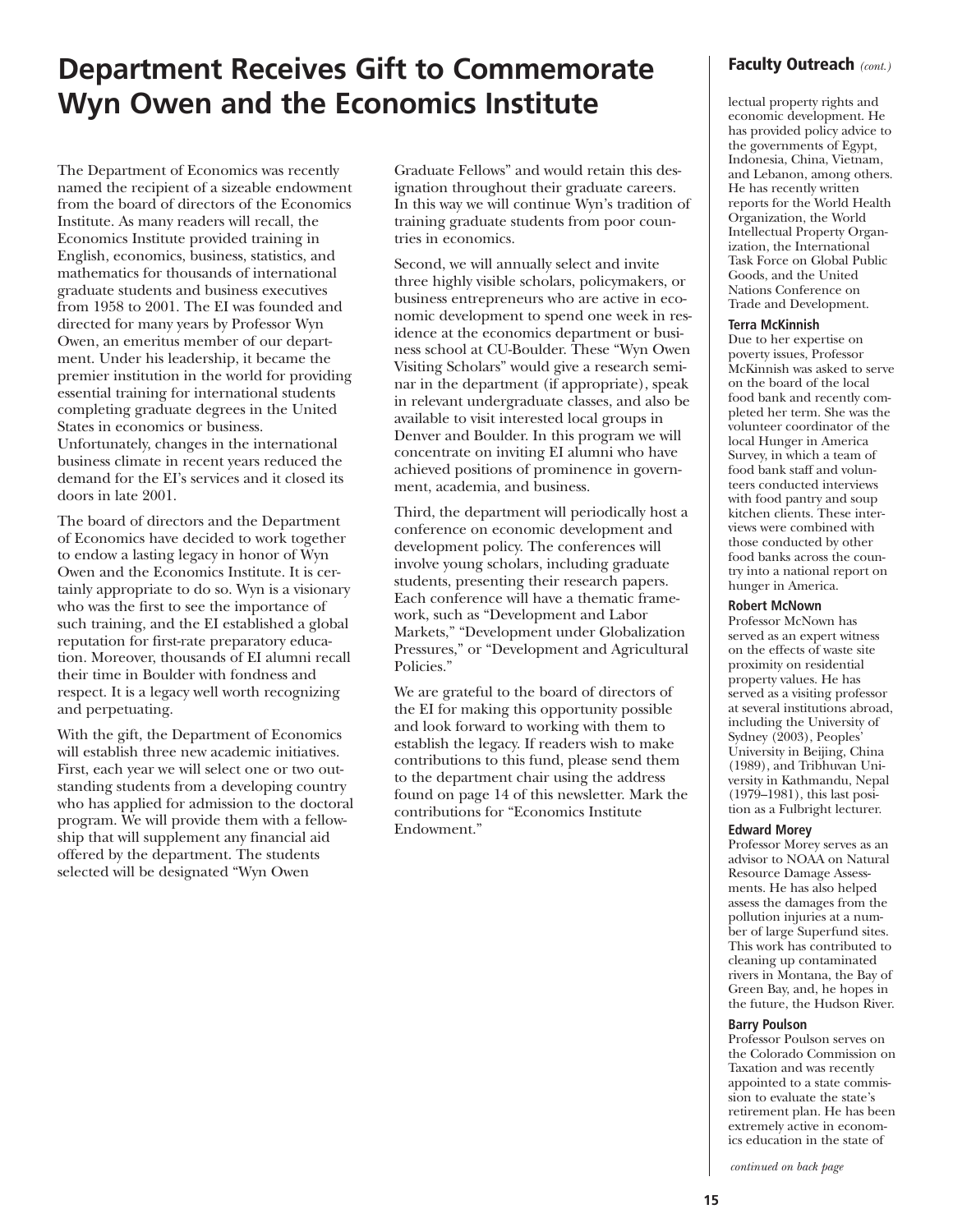# Department Receives Gift to Commemorate Wyn Owen and the Economics Institute

The Department of Economics was recently named the recipient of a sizeable endowment from the board of directors of the Economics Institute. As many readers will recall, the Economics Institute provided training in English, economics, business, statistics, and mathematics for thousands of international graduate students and business executives from 1958 to 2001. The EI was founded and directed for many years by Professor Wyn Owen, an emeritus member of our department. Under his leadership, it became the premier institution in the world for providing essential training for international students completing graduate degrees in the United States in economics or business. Unfortunately, changes in the international business climate in recent years reduced the demand for the EI's services and it closed its doors in late 2001.

The board of directors and the Department of Economics have decided to work together to endow a lasting legacy in honor of Wyn Owen and the Economics Institute. It is certainly appropriate to do so. Wyn is a visionary who was the first to see the importance of such training, and the EI established a global reputation for first-rate preparatory education. Moreover, thousands of EI alumni recall their time in Boulder with fondness and respect. It is a legacy well worth recognizing and perpetuating.

With the gift, the Department of Economics will establish three new academic initiatives. First, each year we will select one or two outstanding students from a developing country who has applied for admission to the doctoral program. We will provide them with a fellowship that will supplement any financial aid offered by the department. The students selected will be designated "Wyn Owen Graduate Fellows" and would retain this designation throughout their graduate careers. In this way we will continue Wyn's tradition of training graduate students from poor countries in economics.

Second, we will annually select and invite three highly visible scholars, policymakers, or business entrepreneurs who are active in economic development to spend one week in residence at the economics department or business school at CU-Boulder. These "Wyn Owen Visiting Scholars" would give a research seminar in the department (if appropriate), speak in relevant undergraduate classes, and also be available to visit interested local groups in Denver and Boulder. In this program we will concentrate on inviting EI alumni who have achieved positions of prominence in government, academia, and business.

Third, the department will periodically host a conference on economic development and development policy. The conferences will involve young scholars, including graduate students, presenting their research papers. Each conference will have a thematic framework, such as "Development and Labor Markets," "Development under Globalization Pressures," or "Development and Agricultural Policies."

We are grateful to the board of directors of the EI for making this opportunity possible and look forward to working with them to establish the legacy. If readers wish to make contributions to this fund, please send them to the department chair using the address found on page 14 of this newsletter. Mark the contributions for "Economics Institute Endowment."

## Faculty Outreach *(cont.)*

lectual property rights and economic development. He has provided policy advice to the governments of Egypt, Indonesia, China, Vietnam, and Lebanon, among others. He has recently written reports for the World Health Organization, the World Intellectual Property Organization, the International Task Force on Global Public Goods, and the United Nations Conference on Trade and Development.

### Terra McKinnish

Due to her expertise on poverty issues, Professor McKinnish was asked to serve on the board of the local food bank and recently completed her term. She was the volunteer coordinator of the local Hunger in America Survey, in which a team of food bank staff and volunteers conducted interviews with food pantry and soup kitchen clients. These interviews were combined with those conducted by other food banks across the country into a national report on hunger in America.

### Robert McNown

Professor McNown has served as an expert witness on the effects of waste site proximity on residential property values. He has served as a visiting professor at several institutions abroad, including the University of Sydney (2003), Peoples' University in Beijing, China (1989), and Tribhuvan University in Kathmandu, Nepal (1979–1981), this last position as a Fulbright lecturer.

### Edward Morey

Professor Morey serves as an advisor to NOAA on Natural Resource Damage Assessments. He has also helped assess the damages from the pollution injuries at a number of large Superfund sites. This work has contributed to cleaning up contaminated rivers in Montana, the Bay of Green Bay, and, he hopes in the future, the Hudson River.

### Barry Poulson

Professor Poulson serves on the Colorado Commission on Taxation and was recently appointed to a state commission to evaluate the state's retirement plan. He has been extremely active in economics education in the state of

*continued on back page*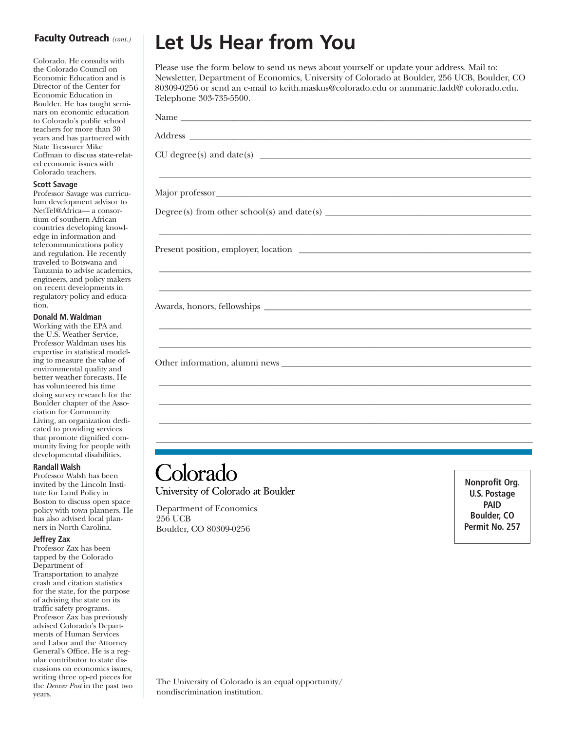## Faculty Outreach *(cont.)*

Colorado. He consults with the Colorado Council on Economic Education and is Director of the Center for Economic Education in Boulder. He has taught seminars on economic education to Colorado's public school teachers for more than 30 years and has partnered with State Treasurer Mike Coffman to discuss state-related economic issues with Colorado teachers.

### Scott Savage

Professor Savage was curriculum development advisor to NetTel@Africa— a consortium of southern African countries developing knowledge in information and telecommunications policy and regulation. He recently traveled to Botswana and Tanzania to advise academics, engineers, and policy makers on recent developments in regulatory policy and education.

### Donald M. Waldman

Working with the EPA and the U.S. Weather Service, Professor Waldman uses his expertise in statistical modeling to measure the value of environmental quality and better weather forecasts. He has volunteered his time doing survey research for the Boulder chapter of the Association for Community Living, an organization dedicated to providing services that promote dignified community living for people with developmental disabilities.

### Randall Walsh

Professor Walsh has been invited by the Lincoln Institute for Land Policy in Boston to discuss open space policy with town planners. He has also advised local planners in North Carolina.

### Jeffrey Zax

Professor Zax has been tapped by the Colorado Department of Transportation to analyze crash and citation statistics for the state, for the purpose of advising the state on its traffic safety programs. Professor Zax has previously advised Colorado's Departments of Human Services and Labor and the Attorney General's Office. He is a regular contributor to state discussions on economics issues, writing three op-ed pieces for the *Denver Post* in the past two years.

# Let Us Hear from You

Please use the form below to send us news about yourself or update your address. Mail to: Newsletter, Department of Economics, University of Colorado at Boulder, 256 UCB, Boulder, CO 80309-0256 or send an e-mail to keith.maskus@colorado.edu or annmarie.ladd@ colorado.edu. Telephone 303-735-5500.

Name ______________________________

Address ______________________________

CU degree(s) and date(s) ______________________________

______________________________

Major professor______________________________

Degree(s) from other school(s) and date(s) ______________________________

______________________________

Present position, employer, location ______________________________

______________________________

______________________________

Awards, honors, fellowships ______________________________

______________________________

______________________________

Other information, alumni news ______________________________

______________________________

______________________________

______________________________

______________________________

Colorado

University of Colorado at Boulder

Department of Economics
256 UCB
Boulder, CO 80309-0256

**Nonprofit Org.**
**U.S. Postage**
**PAID**
**Boulder, CO**
**Permit No. 257**

The University of Colorado is an equal opportunity/ nondiscrimination institution.